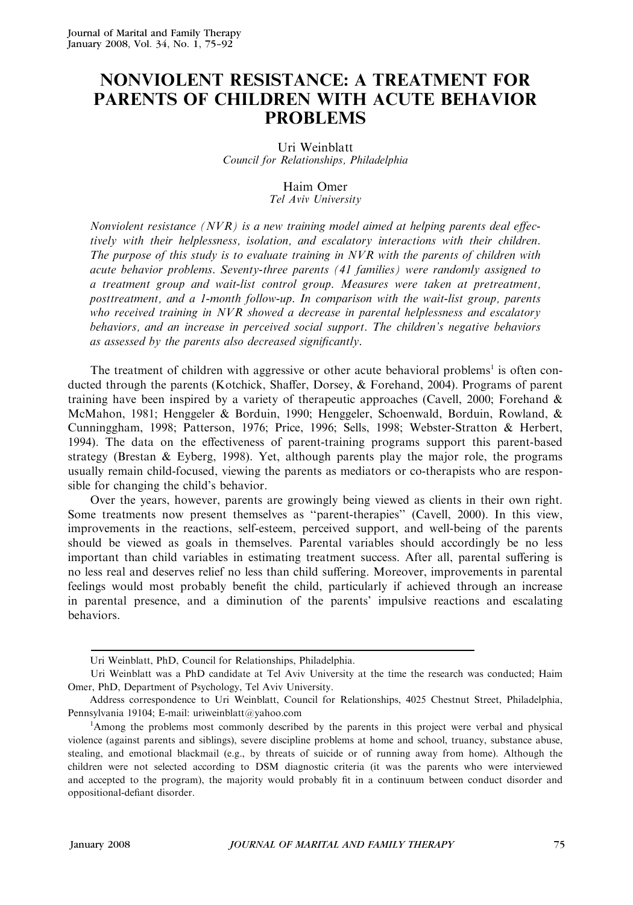# NONVIOLENT RESISTANCE: A TREATMENT FOR PARENTS OF CHILDREN WITH ACUTE BEHAVIOR PROBLEMS

Uri Weinblatt
*Council for Relationships, Philadelphia*

Haim Omer
*Tel Aviv University*

*Nonviolent resistance (NVR) is a new training model aimed at helping parents deal effectively with their helplessness, isolation, and escalatory interactions with their children. The purpose of this study is to evaluate training in NVR with the parents of children with acute behavior problems. Seventy-three parents (41 families) were randomly assigned to a treatment group and wait-list control group. Measures were taken at pretreatment, posttreatment, and a 1-month follow-up. In comparison with the wait-list group, parents who received training in NVR showed a decrease in parental helplessness and escalatory behaviors, and an increase in perceived social support. The children's negative behaviors as assessed by the parents also decreased significantly.*

The treatment of children with aggressive or other acute behavioral problems[1] is often conducted through the parents (Kotchick, Shaffer, Dorsey, & Forehand, 2004). Programs of parent training have been inspired by a variety of therapeutic approaches (Cavell, 2000; Forehand & McMahon, 1981; Henggeler & Borduin, 1990; Henggeler, Schoenwald, Borduin, Rowland, & Cunninggham, 1998; Patterson, 1976; Price, 1996; Sells, 1998; Webster-Stratton & Herbert, 1994). The data on the effectiveness of parent-training programs support this parent-based strategy (Brestan & Eyberg, 1998). Yet, although parents play the major role, the programs usually remain child-focused, viewing the parents as mediators or co-therapists who are responsible for changing the child's behavior.

Over the years, however, parents are growingly being viewed as clients in their own right. Some treatments now present themselves as ''parent-therapies'' (Cavell, 2000). In this view, improvements in the reactions, self-esteem, perceived support, and well-being of the parents should be viewed as goals in themselves. Parental variables should accordingly be no less important than child variables in estimating treatment success. After all, parental suffering is no less real and deserves relief no less than child suffering. Moreover, improvements in parental feelings would most probably benefit the child, particularly if achieved through an increase in parental presence, and a diminution of the parents' impulsive reactions and escalating behaviors.

---

Uri Weinblatt, PhD, Council for Relationships, Philadelphia.

Uri Weinblatt was a PhD candidate at Tel Aviv University at the time the research was conducted; Haim Omer, PhD, Department of Psychology, Tel Aviv University.

Address correspondence to Uri Weinblatt, Council for Relationships, 4025 Chestnut Street, Philadelphia, Pennsylvania 19104; E-mail: uriweinblatt@yahoo.com

[1]Among the problems most commonly described by the parents in this project were verbal and physical violence (against parents and siblings), severe discipline problems at home and school, truancy, substance abuse, stealing, and emotional blackmail (e.g., by threats of suicide or of running away from home). Although the children were not selected according to DSM diagnostic criteria (it was the parents who were interviewed and accepted to the program), the majority would probably fit in a continuum between conduct disorder and oppositional-defiant disorder.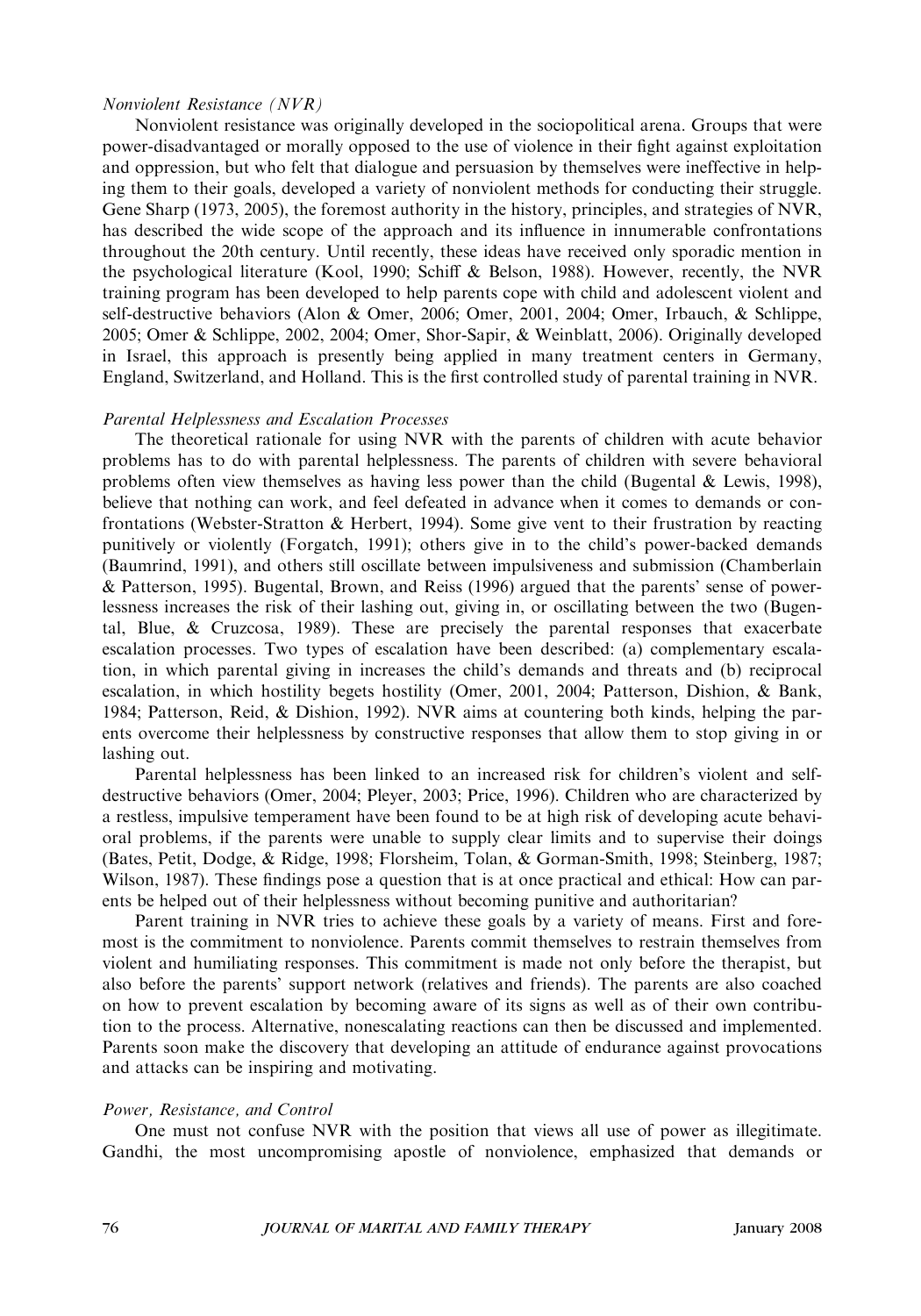### *Nonviolent Resistance (NVR)*

Nonviolent resistance was originally developed in the sociopolitical arena. Groups that were power-disadvantaged or morally opposed to the use of violence in their fight against exploitation and oppression, but who felt that dialogue and persuasion by themselves were ineffective in helping them to their goals, developed a variety of nonviolent methods for conducting their struggle. Gene Sharp (1973, 2005), the foremost authority in the history, principles, and strategies of NVR, has described the wide scope of the approach and its influence in innumerable confrontations throughout the 20th century. Until recently, these ideas have received only sporadic mention in the psychological literature (Kool, 1990; Schiff & Belson, 1988). However, recently, the NVR training program has been developed to help parents cope with child and adolescent violent and self-destructive behaviors (Alon & Omer, 2006; Omer, 2001, 2004; Omer, Irbauch, & Schlippe, 2005; Omer & Schlippe, 2002, 2004; Omer, Shor-Sapir, & Weinblatt, 2006). Originally developed in Israel, this approach is presently being applied in many treatment centers in Germany, England, Switzerland, and Holland. This is the first controlled study of parental training in NVR.

### *Parental Helplessness and Escalation Processes*

The theoretical rationale for using NVR with the parents of children with acute behavior problems has to do with parental helplessness. The parents of children with severe behavioral problems often view themselves as having less power than the child (Bugental & Lewis, 1998), believe that nothing can work, and feel defeated in advance when it comes to demands or confrontations (Webster-Stratton & Herbert, 1994). Some give vent to their frustration by reacting punitively or violently (Forgatch, 1991); others give in to the child's power-backed demands (Baumrind, 1991), and others still oscillate between impulsiveness and submission (Chamberlain & Patterson, 1995). Bugental, Brown, and Reiss (1996) argued that the parents' sense of powerlessness increases the risk of their lashing out, giving in, or oscillating between the two (Bugental, Blue, & Cruzcosa, 1989). These are precisely the parental responses that exacerbate escalation processes. Two types of escalation have been described: (a) complementary escalation, in which parental giving in increases the child's demands and threats and (b) reciprocal escalation, in which hostility begets hostility (Omer, 2001, 2004; Patterson, Dishion, & Bank, 1984; Patterson, Reid, & Dishion, 1992). NVR aims at countering both kinds, helping the parents overcome their helplessness by constructive responses that allow them to stop giving in or lashing out.

Parental helplessness has been linked to an increased risk for children's violent and self-destructive behaviors (Omer, 2004; Pleyer, 2003; Price, 1996). Children who are characterized by a restless, impulsive temperament have been found to be at high risk of developing acute behavioral problems, if the parents were unable to supply clear limits and to supervise their doings (Bates, Petit, Dodge, & Ridge, 1998; Florsheim, Tolan, & Gorman-Smith, 1998; Steinberg, 1987; Wilson, 1987). These findings pose a question that is at once practical and ethical: How can parents be helped out of their helplessness without becoming punitive and authoritarian?

Parent training in NVR tries to achieve these goals by a variety of means. First and foremost is the commitment to nonviolence. Parents commit themselves to restrain themselves from violent and humiliating responses. This commitment is made not only before the therapist, but also before the parents' support network (relatives and friends). The parents are also coached on how to prevent escalation by becoming aware of its signs as well as of their own contribution to the process. Alternative, nonescalating reactions can then be discussed and implemented. Parents soon make the discovery that developing an attitude of endurance against provocations and attacks can be inspiring and motivating.

### *Power, Resistance, and Control*

One must not confuse NVR with the position that views all use of power as illegitimate. Gandhi, the most uncompromising apostle of nonviolence, emphasized that demands or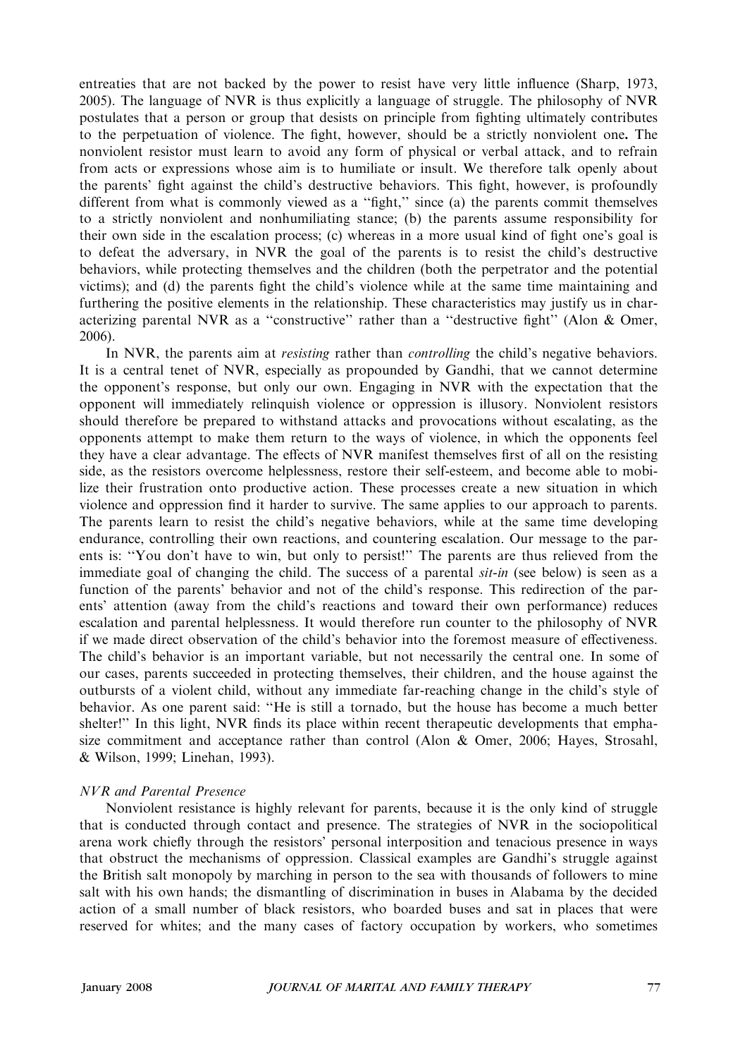entreaties that are not backed by the power to resist have very little influence (Sharp, 1973, 2005). The language of NVR is thus explicitly a language of struggle. The philosophy of NVR postulates that a person or group that desists on principle from fighting ultimately contributes to the perpetuation of violence. The fight, however, should be a strictly nonviolent one**.** The nonviolent resistor must learn to avoid any form of physical or verbal attack, and to refrain from acts or expressions whose aim is to humiliate or insult. We therefore talk openly about the parents' fight against the child's destructive behaviors. This fight, however, is profoundly different from what is commonly viewed as a "fight," since (a) the parents commit themselves to a strictly nonviolent and nonhumiliating stance; (b) the parents assume responsibility for their own side in the escalation process; (c) whereas in a more usual kind of fight one's goal is to defeat the adversary, in NVR the goal of the parents is to resist the child's destructive behaviors, while protecting themselves and the children (both the perpetrator and the potential victims); and (d) the parents fight the child's violence while at the same time maintaining and furthering the positive elements in the relationship. These characteristics may justify us in characterizing parental NVR as a "constructive" rather than a "destructive fight" (Alon & Omer, 2006).

In NVR, the parents aim at *resisting* rather than *controlling* the child's negative behaviors. It is a central tenet of NVR, especially as propounded by Gandhi, that we cannot determine the opponent's response, but only our own. Engaging in NVR with the expectation that the opponent will immediately relinquish violence or oppression is illusory. Nonviolent resistors should therefore be prepared to withstand attacks and provocations without escalating, as the opponents attempt to make them return to the ways of violence, in which the opponents feel they have a clear advantage. The effects of NVR manifest themselves first of all on the resisting side, as the resistors overcome helplessness, restore their self-esteem, and become able to mobilize their frustration onto productive action. These processes create a new situation in which violence and oppression find it harder to survive. The same applies to our approach to parents. The parents learn to resist the child's negative behaviors, while at the same time developing endurance, controlling their own reactions, and countering escalation. Our message to the parents is: "You don't have to win, but only to persist!" The parents are thus relieved from the immediate goal of changing the child. The success of a parental *sit-in* (see below) is seen as a function of the parents' behavior and not of the child's response. This redirection of the parents' attention (away from the child's reactions and toward their own performance) reduces escalation and parental helplessness. It would therefore run counter to the philosophy of NVR if we made direct observation of the child's behavior into the foremost measure of effectiveness. The child's behavior is an important variable, but not necessarily the central one. In some of our cases, parents succeeded in protecting themselves, their children, and the house against the outbursts of a violent child, without any immediate far-reaching change in the child's style of behavior. As one parent said: "He is still a tornado, but the house has become a much better shelter!" In this light, NVR finds its place within recent therapeutic developments that emphasize commitment and acceptance rather than control (Alon & Omer, 2006; Hayes, Strosahl, & Wilson, 1999; Linehan, 1993).

### *NVR and Parental Presence*

Nonviolent resistance is highly relevant for parents, because it is the only kind of struggle that is conducted through contact and presence. The strategies of NVR in the sociopolitical arena work chiefly through the resistors' personal interposition and tenacious presence in ways that obstruct the mechanisms of oppression. Classical examples are Gandhi's struggle against the British salt monopoly by marching in person to the sea with thousands of followers to mine salt with his own hands; the dismantling of discrimination in buses in Alabama by the decided action of a small number of black resistors, who boarded buses and sat in places that were reserved for whites; and the many cases of factory occupation by workers, who sometimes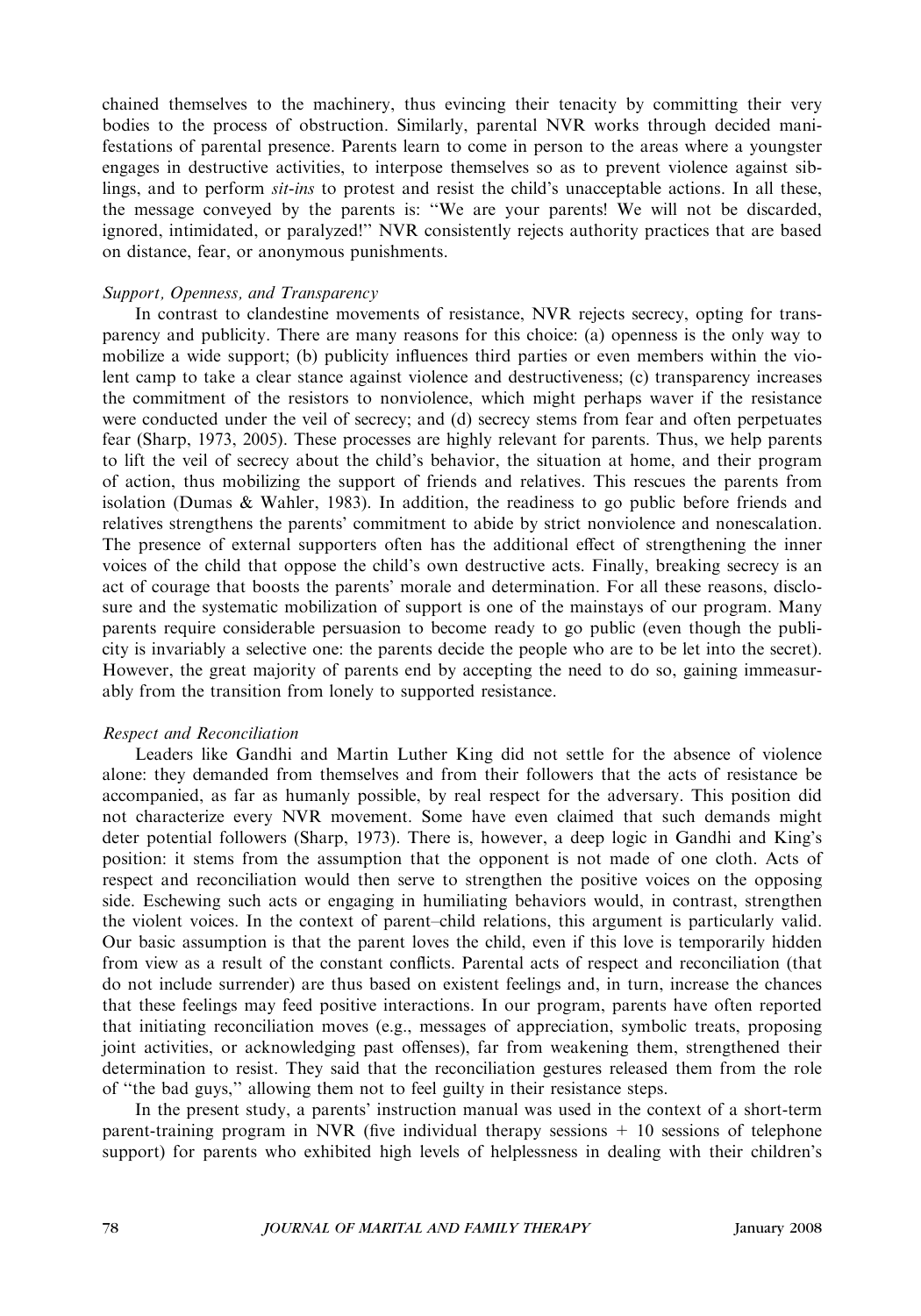chained themselves to the machinery, thus evincing their tenacity by committing their very bodies to the process of obstruction. Similarly, parental NVR works through decided manifestations of parental presence. Parents learn to come in person to the areas where a youngster engages in destructive activities, to interpose themselves so as to prevent violence against siblings, and to perform *sit-ins* to protest and resist the child's unacceptable actions. In all these, the message conveyed by the parents is: "We are your parents! We will not be discarded, ignored, intimidated, or paralyzed!" NVR consistently rejects authority practices that are based on distance, fear, or anonymous punishments.

### *Support, Openness, and Transparency*

In contrast to clandestine movements of resistance, NVR rejects secrecy, opting for transparency and publicity. There are many reasons for this choice: (a) openness is the only way to mobilize a wide support; (b) publicity influences third parties or even members within the violent camp to take a clear stance against violence and destructiveness; (c) transparency increases the commitment of the resistors to nonviolence, which might perhaps waver if the resistance were conducted under the veil of secrecy; and (d) secrecy stems from fear and often perpetuates fear (Sharp, 1973, 2005). These processes are highly relevant for parents. Thus, we help parents to lift the veil of secrecy about the child's behavior, the situation at home, and their program of action, thus mobilizing the support of friends and relatives. This rescues the parents from isolation (Dumas & Wahler, 1983). In addition, the readiness to go public before friends and relatives strengthens the parents' commitment to abide by strict nonviolence and nonescalation. The presence of external supporters often has the additional effect of strengthening the inner voices of the child that oppose the child's own destructive acts. Finally, breaking secrecy is an act of courage that boosts the parents' morale and determination. For all these reasons, disclosure and the systematic mobilization of support is one of the mainstays of our program. Many parents require considerable persuasion to become ready to go public (even though the publicity is invariably a selective one: the parents decide the people who are to be let into the secret). However, the great majority of parents end by accepting the need to do so, gaining immeasurably from the transition from lonely to supported resistance.

### *Respect and Reconciliation*

Leaders like Gandhi and Martin Luther King did not settle for the absence of violence alone: they demanded from themselves and from their followers that the acts of resistance be accompanied, as far as humanly possible, by real respect for the adversary. This position did not characterize every NVR movement. Some have even claimed that such demands might deter potential followers (Sharp, 1973). There is, however, a deep logic in Gandhi and King's position: it stems from the assumption that the opponent is not made of one cloth. Acts of respect and reconciliation would then serve to strengthen the positive voices on the opposing side. Eschewing such acts or engaging in humiliating behaviors would, in contrast, strengthen the violent voices. In the context of parent–child relations, this argument is particularly valid. Our basic assumption is that the parent loves the child, even if this love is temporarily hidden from view as a result of the constant conflicts. Parental acts of respect and reconciliation (that do not include surrender) are thus based on existent feelings and, in turn, increase the chances that these feelings may feed positive interactions. In our program, parents have often reported that initiating reconciliation moves (e.g., messages of appreciation, symbolic treats, proposing joint activities, or acknowledging past offenses), far from weakening them, strengthened their determination to resist. They said that the reconciliation gestures released them from the role of "the bad guys," allowing them not to feel guilty in their resistance steps.

In the present study, a parents' instruction manual was used in the context of a short-term parent-training program in NVR (five individual therapy sessions + 10 sessions of telephone support) for parents who exhibited high levels of helplessness in dealing with their children's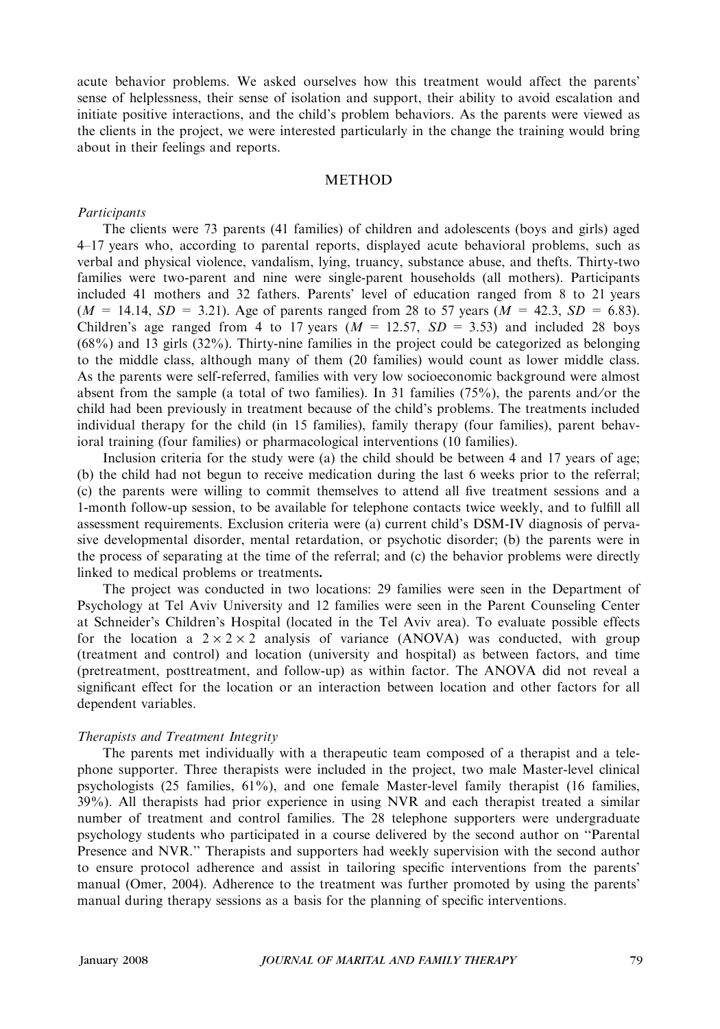acute behavior problems. We asked ourselves how this treatment would affect the parents' sense of helplessness, their sense of isolation and support, their ability to avoid escalation and initiate positive interactions, and the child's problem behaviors. As the parents were viewed as the clients in the project, we were interested particularly in the change the training would bring about in their feelings and reports.

## METHOD

### *Participants*

The clients were 73 parents (41 families) of children and adolescents (boys and girls) aged 4–17 years who, according to parental reports, displayed acute behavioral problems, such as verbal and physical violence, vandalism, lying, truancy, substance abuse, and thefts. Thirty-two families were two-parent and nine were single-parent households (all mothers). Participants included 41 mothers and 32 fathers. Parents' level of education ranged from 8 to 21 years ($M = 14.14$, $SD = 3.21$). Age of parents ranged from 28 to 57 years ($M = 42.3$, $SD = 6.83$). Children's age ranged from 4 to 17 years ($M = 12.57$, $SD = 3.53$) and included 28 boys (68%) and 13 girls (32%). Thirty-nine families in the project could be categorized as belonging to the middle class, although many of them (20 families) would count as lower middle class. As the parents were self-referred, families with very low socioeconomic background were almost absent from the sample (a total of two families). In 31 families (75%), the parents and/or the child had been previously in treatment because of the child's problems. The treatments included individual therapy for the child (in 15 families), family therapy (four families), parent behavioral training (four families) or pharmacological interventions (10 families).

Inclusion criteria for the study were (a) the child should be between 4 and 17 years of age; (b) the child had not begun to receive medication during the last 6 weeks prior to the referral; (c) the parents were willing to commit themselves to attend all five treatment sessions and a 1-month follow-up session, to be available for telephone contacts twice weekly, and to fulfill all assessment requirements. Exclusion criteria were (a) current child's DSM-IV diagnosis of pervasive developmental disorder, mental retardation, or psychotic disorder; (b) the parents were in the process of separating at the time of the referral; and (c) the behavior problems were directly linked to medical problems or treatments.

The project was conducted in two locations: 29 families were seen in the Department of Psychology at Tel Aviv University and 12 families were seen in the Parent Counseling Center at Schneider's Children's Hospital (located in the Tel Aviv area). To evaluate possible effects for the location a $2 \times 2 \times 2$ analysis of variance (ANOVA) was conducted, with group (treatment and control) and location (university and hospital) as between factors, and time (pretreatment, posttreatment, and follow-up) as within factor. The ANOVA did not reveal a significant effect for the location or an interaction between location and other factors for all dependent variables.

### *Therapists and Treatment Integrity*

The parents met individually with a therapeutic team composed of a therapist and a telephone supporter. Three therapists were included in the project, two male Master-level clinical psychologists (25 families, 61%), and one female Master-level family therapist (16 families, 39%). All therapists had prior experience in using NVR and each therapist treated a similar number of treatment and control families. The 28 telephone supporters were undergraduate psychology students who participated in a course delivered by the second author on "Parental Presence and NVR." Therapists and supporters had weekly supervision with the second author to ensure protocol adherence and assist in tailoring specific interventions from the parents' manual (Omer, 2004). Adherence to the treatment was further promoted by using the parents' manual during therapy sessions as a basis for the planning of specific interventions.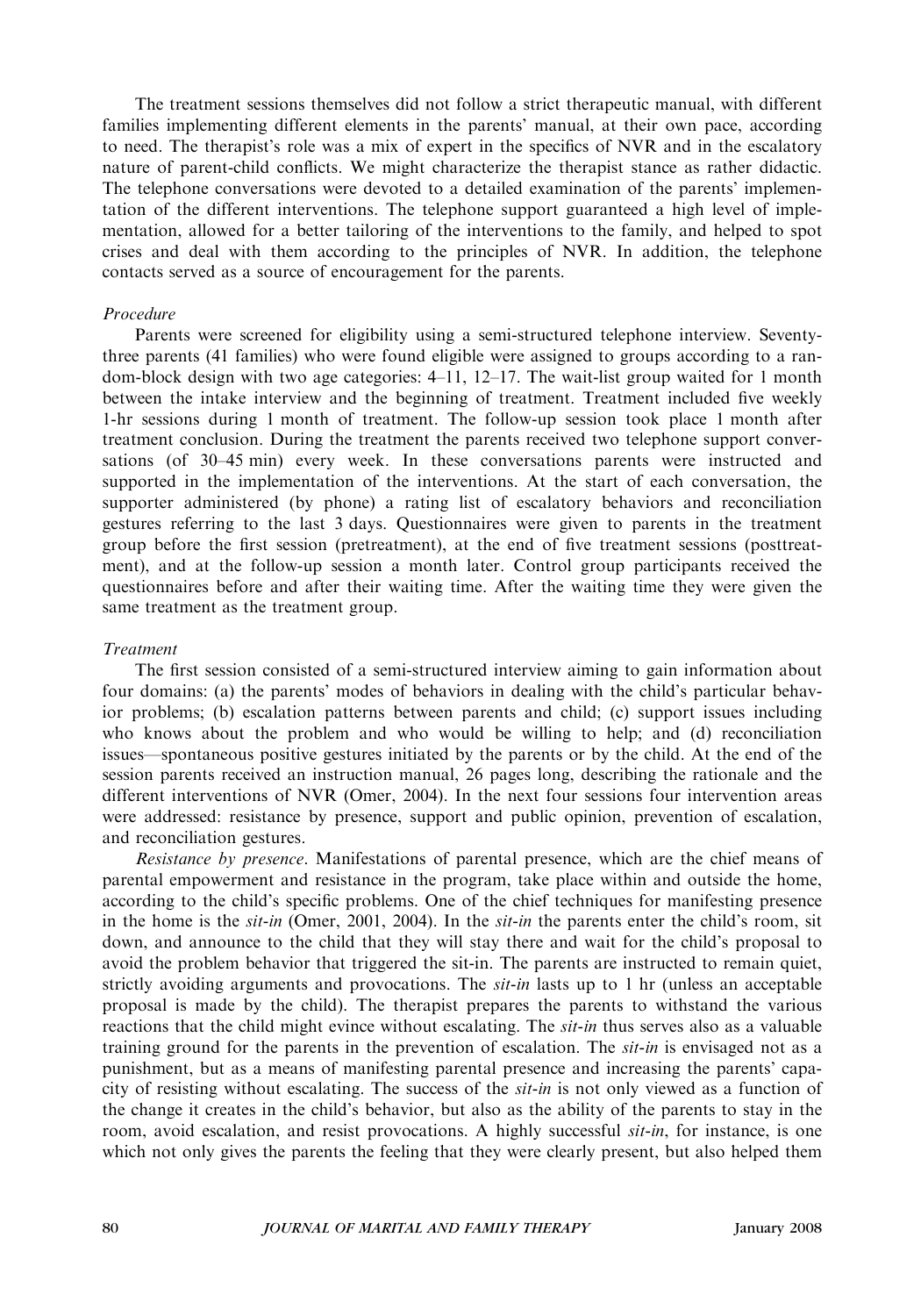The treatment sessions themselves did not follow a strict therapeutic manual, with different families implementing different elements in the parents' manual, at their own pace, according to need. The therapist's role was a mix of expert in the specifics of NVR and in the escalatory nature of parent-child conflicts. We might characterize the therapist stance as rather didactic. The telephone conversations were devoted to a detailed examination of the parents' implementation of the different interventions. The telephone support guaranteed a high level of implementation, allowed for a better tailoring of the interventions to the family, and helped to spot crises and deal with them according to the principles of NVR. In addition, the telephone contacts served as a source of encouragement for the parents.

### *Procedure*

Parents were screened for eligibility using a semi-structured telephone interview. Seventy-three parents (41 families) who were found eligible were assigned to groups according to a random-block design with two age categories: 4–11, 12–17. The wait-list group waited for 1 month between the intake interview and the beginning of treatment. Treatment included five weekly 1-hr sessions during 1 month of treatment. The follow-up session took place 1 month after treatment conclusion. During the treatment the parents received two telephone support conversations (of 30–45 min) every week. In these conversations parents were instructed and supported in the implementation of the interventions. At the start of each conversation, the supporter administered (by phone) a rating list of escalatory behaviors and reconciliation gestures referring to the last 3 days. Questionnaires were given to parents in the treatment group before the first session (pretreatment), at the end of five treatment sessions (posttreatment), and at the follow-up session a month later. Control group participants received the questionnaires before and after their waiting time. After the waiting time they were given the same treatment as the treatment group.

### *Treatment*

The first session consisted of a semi-structured interview aiming to gain information about four domains: (a) the parents' modes of behaviors in dealing with the child's particular behavior problems; (b) escalation patterns between parents and child; (c) support issues including who knows about the problem and who would be willing to help; and (d) reconciliation issues—spontaneous positive gestures initiated by the parents or by the child. At the end of the session parents received an instruction manual, 26 pages long, describing the rationale and the different interventions of NVR (Omer, 2004). In the next four sessions four intervention areas were addressed: resistance by presence, support and public opinion, prevention of escalation, and reconciliation gestures.

*Resistance by presence*. Manifestations of parental presence, which are the chief means of parental empowerment and resistance in the program, take place within and outside the home, according to the child's specific problems. One of the chief techniques for manifesting presence in the home is the *sit-in* (Omer, 2001, 2004). In the *sit-in* the parents enter the child's room, sit down, and announce to the child that they will stay there and wait for the child's proposal to avoid the problem behavior that triggered the sit-in. The parents are instructed to remain quiet, strictly avoiding arguments and provocations. The *sit-in* lasts up to 1 hr (unless an acceptable proposal is made by the child). The therapist prepares the parents to withstand the various reactions that the child might evince without escalating. The *sit-in* thus serves also as a valuable training ground for the parents in the prevention of escalation. The *sit-in* is envisaged not as a punishment, but as a means of manifesting parental presence and increasing the parents' capacity of resisting without escalating. The success of the *sit-in* is not only viewed as a function of the change it creates in the child's behavior, but also as the ability of the parents to stay in the room, avoid escalation, and resist provocations. A highly successful *sit-in*, for instance, is one which not only gives the parents the feeling that they were clearly present, but also helped them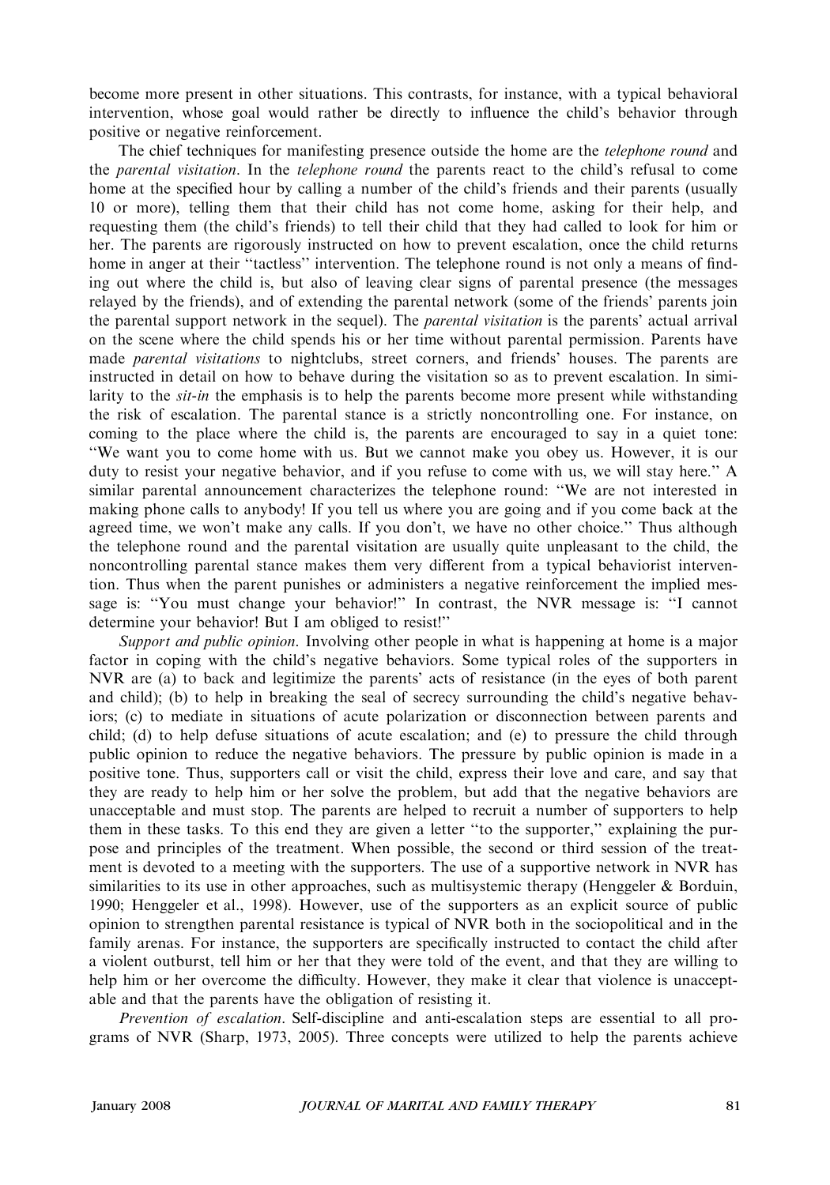become more present in other situations. This contrasts, for instance, with a typical behavioral intervention, whose goal would rather be directly to influence the child's behavior through positive or negative reinforcement.

The chief techniques for manifesting presence outside the home are the *telephone round* and the *parental visitation*. In the *telephone round* the parents react to the child's refusal to come home at the specified hour by calling a number of the child's friends and their parents (usually 10 or more), telling them that their child has not come home, asking for their help, and requesting them (the child's friends) to tell their child that they had called to look for him or her. The parents are rigorously instructed on how to prevent escalation, once the child returns home in anger at their "tactless" intervention. The telephone round is not only a means of finding out where the child is, but also of leaving clear signs of parental presence (the messages relayed by the friends), and of extending the parental network (some of the friends' parents join the parental support network in the sequel). The *parental visitation* is the parents' actual arrival on the scene where the child spends his or her time without parental permission. Parents have made *parental visitations* to nightclubs, street corners, and friends' houses. The parents are instructed in detail on how to behave during the visitation so as to prevent escalation. In similarity to the *sit-in* the emphasis is to help the parents become more present while withstanding the risk of escalation. The parental stance is a strictly noncontrolling one. For instance, on coming to the place where the child is, the parents are encouraged to say in a quiet tone: "We want you to come home with us. But we cannot make you obey us. However, it is our duty to resist your negative behavior, and if you refuse to come with us, we will stay here." A similar parental announcement characterizes the telephone round: "We are not interested in making phone calls to anybody! If you tell us where you are going and if you come back at the agreed time, we won't make any calls. If you don't, we have no other choice." Thus although the telephone round and the parental visitation are usually quite unpleasant to the child, the noncontrolling parental stance makes them very different from a typical behaviorist intervention. Thus when the parent punishes or administers a negative reinforcement the implied message is: "You must change your behavior!" In contrast, the NVR message is: "I cannot determine your behavior! But I am obliged to resist!"

*Support and public opinion*. Involving other people in what is happening at home is a major factor in coping with the child's negative behaviors. Some typical roles of the supporters in NVR are (a) to back and legitimize the parents' acts of resistance (in the eyes of both parent and child); (b) to help in breaking the seal of secrecy surrounding the child's negative behaviors; (c) to mediate in situations of acute polarization or disconnection between parents and child; (d) to help defuse situations of acute escalation; and (e) to pressure the child through public opinion to reduce the negative behaviors. The pressure by public opinion is made in a positive tone. Thus, supporters call or visit the child, express their love and care, and say that they are ready to help him or her solve the problem, but add that the negative behaviors are unacceptable and must stop. The parents are helped to recruit a number of supporters to help them in these tasks. To this end they are given a letter "to the supporter," explaining the purpose and principles of the treatment. When possible, the second or third session of the treatment is devoted to a meeting with the supporters. The use of a supportive network in NVR has similarities to its use in other approaches, such as multisystemic therapy (Henggeler & Borduin, 1990; Henggeler et al., 1998). However, use of the supporters as an explicit source of public opinion to strengthen parental resistance is typical of NVR both in the sociopolitical and in the family arenas. For instance, the supporters are specifically instructed to contact the child after a violent outburst, tell him or her that they were told of the event, and that they are willing to help him or her overcome the difficulty. However, they make it clear that violence is unacceptable and that the parents have the obligation of resisting it.

*Prevention of escalation*. Self-discipline and anti-escalation steps are essential to all programs of NVR (Sharp, 1973, 2005). Three concepts were utilized to help the parents achieve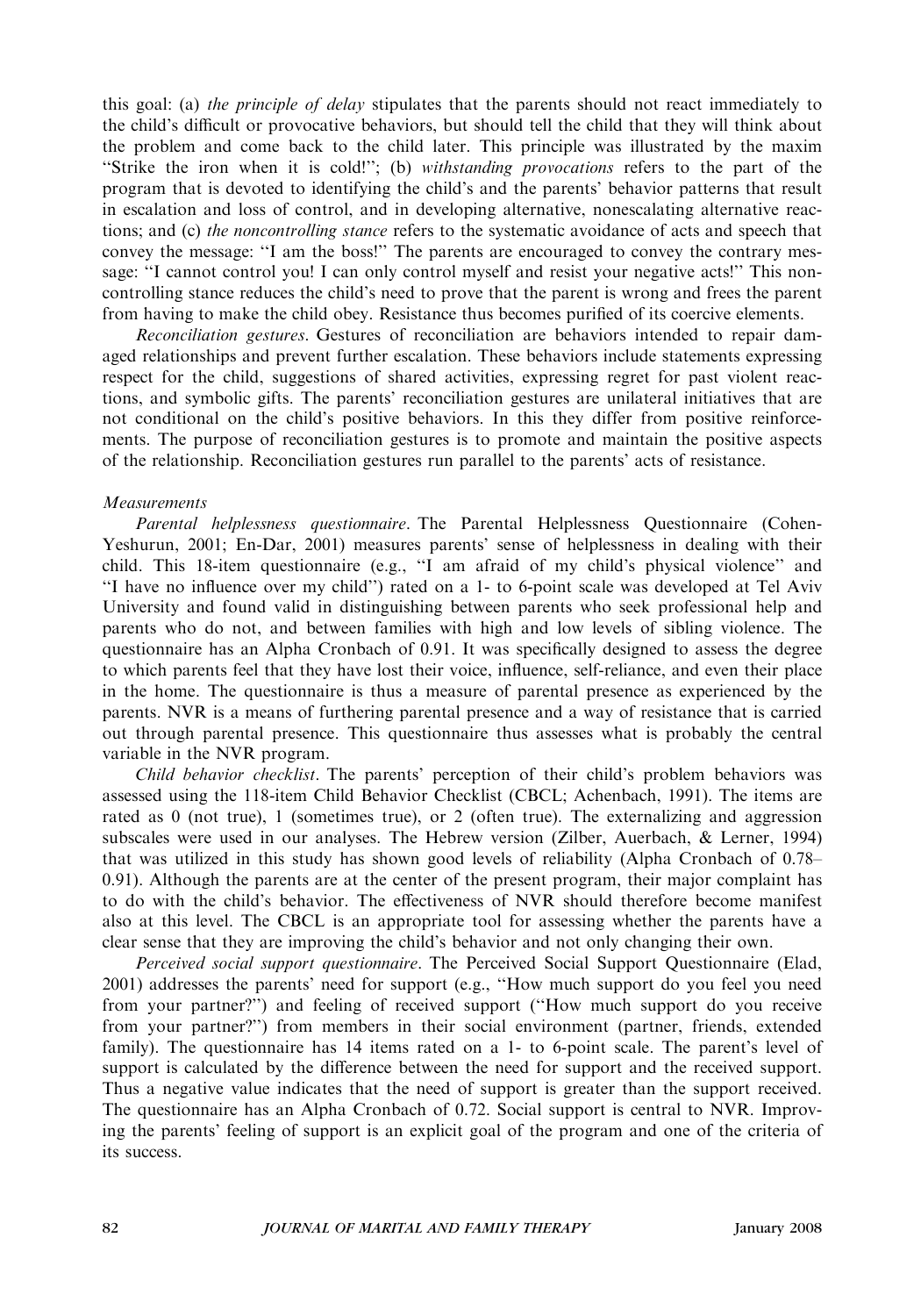this goal: (a) *the principle of delay* stipulates that the parents should not react immediately to the child's difficult or provocative behaviors, but should tell the child that they will think about the problem and come back to the child later. This principle was illustrated by the maxim "Strike the iron when it is cold!"; (b) *withstanding provocations* refers to the part of the program that is devoted to identifying the child's and the parents' behavior patterns that result in escalation and loss of control, and in developing alternative, nonescalating alternative reactions; and (c) *the noncontrolling stance* refers to the systematic avoidance of acts and speech that convey the message: "I am the boss!" The parents are encouraged to convey the contrary message: "I cannot control you! I can only control myself and resist your negative acts!" This noncontrolling stance reduces the child's need to prove that the parent is wrong and frees the parent from having to make the child obey. Resistance thus becomes purified of its coercive elements.

*Reconciliation gestures*. Gestures of reconciliation are behaviors intended to repair damaged relationships and prevent further escalation. These behaviors include statements expressing respect for the child, suggestions of shared activities, expressing regret for past violent reactions, and symbolic gifts. The parents' reconciliation gestures are unilateral initiatives that are not conditional on the child's positive behaviors. In this they differ from positive reinforcements. The purpose of reconciliation gestures is to promote and maintain the positive aspects of the relationship. Reconciliation gestures run parallel to the parents' acts of resistance.

*Measurements*

*Parental helplessness questionnaire*. The Parental Helplessness Questionnaire (Cohen-Yeshurun, 2001; En-Dar, 2001) measures parents' sense of helplessness in dealing with their child. This 18-item questionnaire (e.g., "I am afraid of my child's physical violence" and "I have no influence over my child") rated on a 1- to 6-point scale was developed at Tel Aviv University and found valid in distinguishing between parents who seek professional help and parents who do not, and between families with high and low levels of sibling violence. The questionnaire has an Alpha Cronbach of 0.91. It was specifically designed to assess the degree to which parents feel that they have lost their voice, influence, self-reliance, and even their place in the home. The questionnaire is thus a measure of parental presence as experienced by the parents. NVR is a means of furthering parental presence and a way of resistance that is carried out through parental presence. This questionnaire thus assesses what is probably the central variable in the NVR program.

*Child behavior checklist*. The parents' perception of their child's problem behaviors was assessed using the 118-item Child Behavior Checklist (CBCL; Achenbach, 1991). The items are rated as 0 (not true), 1 (sometimes true), or 2 (often true). The externalizing and aggression subscales were used in our analyses. The Hebrew version (Zilber, Auerbach, & Lerner, 1994) that was utilized in this study has shown good levels of reliability (Alpha Cronbach of 0.78–0.91). Although the parents are at the center of the present program, their major complaint has to do with the child's behavior. The effectiveness of NVR should therefore become manifest also at this level. The CBCL is an appropriate tool for assessing whether the parents have a clear sense that they are improving the child's behavior and not only changing their own.

*Perceived social support questionnaire*. The Perceived Social Support Questionnaire (Elad, 2001) addresses the parents' need for support (e.g., "How much support do you feel you need from your partner?") and feeling of received support ("How much support do you receive from your partner?") from members in their social environment (partner, friends, extended family). The questionnaire has 14 items rated on a 1- to 6-point scale. The parent's level of support is calculated by the difference between the need for support and the received support. Thus a negative value indicates that the need of support is greater than the support received. The questionnaire has an Alpha Cronbach of 0.72. Social support is central to NVR. Improving the parents' feeling of support is an explicit goal of the program and one of the criteria of its success.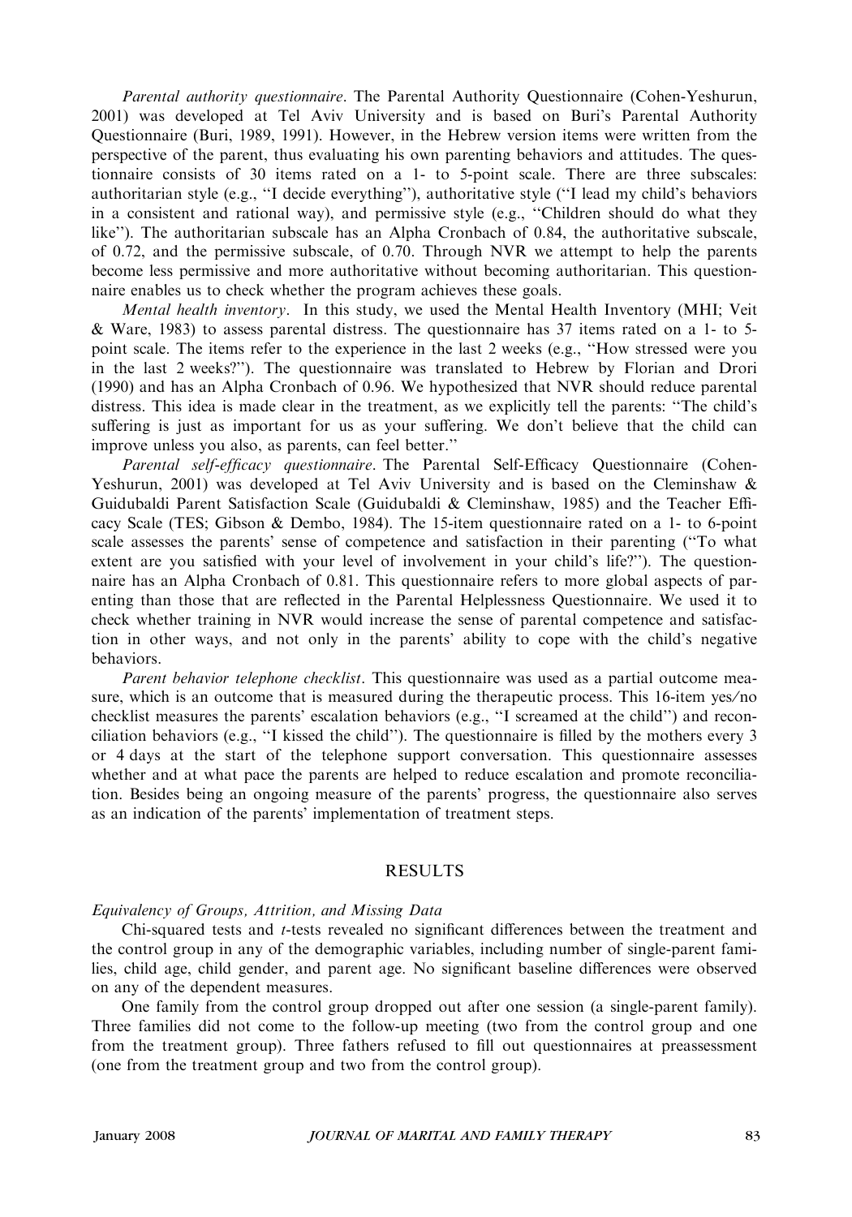*Parental authority questionnaire*. The Parental Authority Questionnaire (Cohen-Yeshurun, 2001) was developed at Tel Aviv University and is based on Buri's Parental Authority Questionnaire (Buri, 1989, 1991). However, in the Hebrew version items were written from the perspective of the parent, thus evaluating his own parenting behaviors and attitudes. The questionnaire consists of 30 items rated on a 1- to 5-point scale. There are three subscales: authoritarian style (e.g., "I decide everything"), authoritative style ("I lead my child's behaviors in a consistent and rational way), and permissive style (e.g., "Children should do what they like"). The authoritarian subscale has an Alpha Cronbach of 0.84, the authoritative subscale, of 0.72, and the permissive subscale, of 0.70. Through NVR we attempt to help the parents become less permissive and more authoritative without becoming authoritarian. This questionnaire enables us to check whether the program achieves these goals.

*Mental health inventory*. In this study, we used the Mental Health Inventory (MHI; Veit & Ware, 1983) to assess parental distress. The questionnaire has 37 items rated on a 1- to 5-point scale. The items refer to the experience in the last 2 weeks (e.g., "How stressed were you in the last 2 weeks?"). The questionnaire was translated to Hebrew by Florian and Drori (1990) and has an Alpha Cronbach of 0.96. We hypothesized that NVR should reduce parental distress. This idea is made clear in the treatment, as we explicitly tell the parents: "The child's suffering is just as important for us as your suffering. We don't believe that the child can improve unless you also, as parents, can feel better."

*Parental self-efficacy questionnaire*. The Parental Self-Efficacy Questionnaire (Cohen-Yeshurun, 2001) was developed at Tel Aviv University and is based on the Cleminshaw & Guidubaldi Parent Satisfaction Scale (Guidubaldi & Cleminshaw, 1985) and the Teacher Efficacy Scale (TES; Gibson & Dembo, 1984). The 15-item questionnaire rated on a 1- to 6-point scale assesses the parents' sense of competence and satisfaction in their parenting ("To what extent are you satisfied with your level of involvement in your child's life?"). The questionnaire has an Alpha Cronbach of 0.81. This questionnaire refers to more global aspects of parenting than those that are reflected in the Parental Helplessness Questionnaire. We used it to check whether training in NVR would increase the sense of parental competence and satisfaction in other ways, and not only in the parents' ability to cope with the child's negative behaviors.

*Parent behavior telephone checklist*. This questionnaire was used as a partial outcome measure, which is an outcome that is measured during the therapeutic process. This 16-item yes/no checklist measures the parents' escalation behaviors (e.g., "I screamed at the child") and reconciliation behaviors (e.g., "I kissed the child"). The questionnaire is filled by the mothers every 3 or 4 days at the start of the telephone support conversation. This questionnaire assesses whether and at what pace the parents are helped to reduce escalation and promote reconciliation. Besides being an ongoing measure of the parents' progress, the questionnaire also serves as an indication of the parents' implementation of treatment steps.

## RESULTS

### *Equivalency of Groups, Attrition, and Missing Data*

Chi-squared tests and *t*-tests revealed no significant differences between the treatment and the control group in any of the demographic variables, including number of single-parent families, child age, child gender, and parent age. No significant baseline differences were observed on any of the dependent measures.

One family from the control group dropped out after one session (a single-parent family). Three families did not come to the follow-up meeting (two from the control group and one from the treatment group). Three fathers refused to fill out questionnaires at preassessment (one from the treatment group and two from the control group).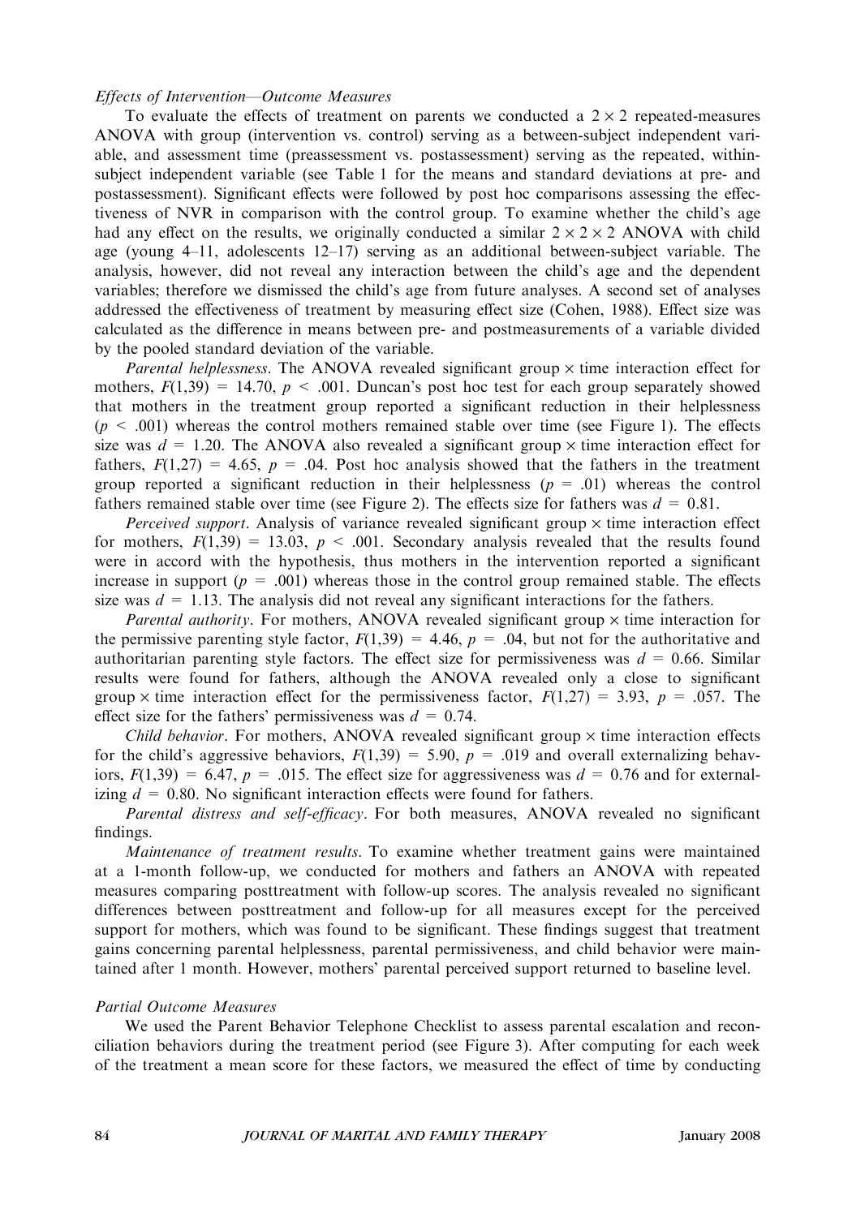### *Effects of Intervention—Outcome Measures*

To evaluate the effects of treatment on parents we conducted a $2 \times 2$ repeated-measures ANOVA with group (intervention vs. control) serving as a between-subject independent variable, and assessment time (preassessment vs. postassessment) serving as the repeated, within-subject independent variable (see Table 1 for the means and standard deviations at pre- and postassessment). Significant effects were followed by post hoc comparisons assessing the effectiveness of NVR in comparison with the control group. To examine whether the child's age had any effect on the results, we originally conducted a similar $2 \times 2 \times 2$ ANOVA with child age (young 4–11, adolescents 12–17) serving as an additional between-subject variable. The analysis, however, did not reveal any interaction between the child's age and the dependent variables; therefore we dismissed the child's age from future analyses. A second set of analyses addressed the effectiveness of treatment by measuring effect size (Cohen, 1988). Effect size was calculated as the difference in means between pre- and postmeasurements of a variable divided by the pooled standard deviation of the variable.

*Parental helplessness*. The ANOVA revealed significant group × time interaction effect for mothers, $F(1,39) = 14.70$, $p < .001$. Duncan's post hoc test for each group separately showed that mothers in the treatment group reported a significant reduction in their helplessness ($p < .001$) whereas the control mothers remained stable over time (see Figure 1). The effects size was $d = 1.20$. The ANOVA also revealed a significant group × time interaction effect for fathers, $F(1,27) = 4.65$, $p = .04$. Post hoc analysis showed that the fathers in the treatment group reported a significant reduction in their helplessness ($p = .01$) whereas the control fathers remained stable over time (see Figure 2). The effects size for fathers was $d = 0.81$.

*Perceived support*. Analysis of variance revealed significant group × time interaction effect for mothers, $F(1,39) = 13.03$, $p < .001$. Secondary analysis revealed that the results found were in accord with the hypothesis, thus mothers in the intervention reported a significant increase in support ($p = .001$) whereas those in the control group remained stable. The effects size was $d = 1.13$. The analysis did not reveal any significant interactions for the fathers.

*Parental authority*. For mothers, ANOVA revealed significant group × time interaction for the permissive parenting style factor, $F(1,39) = 4.46$, $p = .04$, but not for the authoritative and authoritarian parenting style factors. The effect size for permissiveness was $d = 0.66$. Similar results were found for fathers, although the ANOVA revealed only a close to significant group × time interaction effect for the permissiveness factor, $F(1,27) = 3.93$, $p = .057$. The effect size for the fathers' permissiveness was $d = 0.74$.

*Child behavior*. For mothers, ANOVA revealed significant group × time interaction effects for the child's aggressive behaviors, $F(1,39) = 5.90$, $p = .019$ and overall externalizing behaviors, $F(1,39) = 6.47$, $p = .015$. The effect size for aggressiveness was $d = 0.76$ and for externalizing $d = 0.80$. No significant interaction effects were found for fathers.

*Parental distress and self-efficacy*. For both measures, ANOVA revealed no significant findings.

*Maintenance of treatment results*. To examine whether treatment gains were maintained at a 1-month follow-up, we conducted for mothers and fathers an ANOVA with repeated measures comparing posttreatment with follow-up scores. The analysis revealed no significant differences between posttreatment and follow-up for all measures except for the perceived support for mothers, which was found to be significant. These findings suggest that treatment gains concerning parental helplessness, parental permissiveness, and child behavior were maintained after 1 month. However, mothers' parental perceived support returned to baseline level.

### *Partial Outcome Measures*

We used the Parent Behavior Telephone Checklist to assess parental escalation and reconciliation behaviors during the treatment period (see Figure 3). After computing for each week of the treatment a mean score for these factors, we measured the effect of time by conducting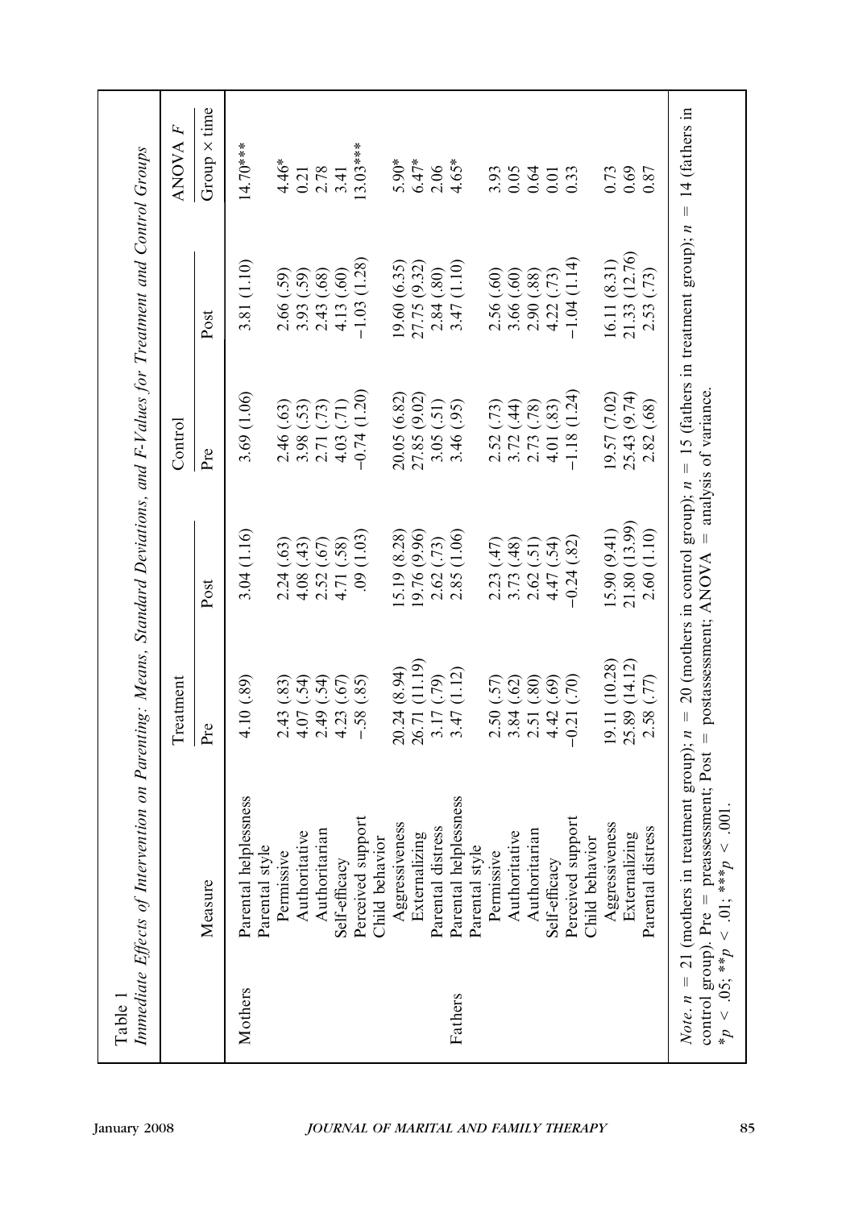Table 1
*Immediate Effects of Intervention on Parenting: Means, Standard Deviations, and F-Values for Treatment and Control Groups*

| | Measure | Treatment | | Control | | ANOVA *F* |
|---|---|---|---|---|---|---|
| | | Pre | Post | Pre | Post | Group × time |
| Mothers | Parental helplessness | 4.10 (.89) | 3.04 (1.16) | 3.69 (1.06) | 3.81 (1.10) | 14.70*** |
| | Parental style | | | | | |
| | Permissive | 2.43 (.83) | 2.24 (.63) | 2.46 (.63) | 2.66 (.59) | 4.46* |
| | Authoritative | 4.07 (.54) | 4.08 (.43) | 3.98 (.53) | 3.93 (.59) | 0.21 |
| | Authoritarian | 2.49 (.54) | 2.52 (.67) | 2.71 (.73) | 2.43 (.68) | 2.78 |
| | Self-efficacy | 4.23 (.67) | 4.71 (.58) | 4.03 (.71) | 4.13 (.60) | 3.41 |
| | Perceived support | −.58 (.85) | .09 (1.03) | −0.74 (1.20) | −1.03 (1.28) | 13.03*** |
| | Child behavior | | | | | |
| | Aggressiveness | 20.24 (8.94) | 15.19 (8.28) | 20.05 (6.82) | 19.60 (6.35) | 5.90* |
| | Externalizing | 26.71 (11.19) | 19.76 (9.96) | 27.85 (9.02) | 27.75 (9.32) | 6.47* |
| | Parental distress | 3.17 (.79) | 2.62 (.73) | 3.05 (.51) | 2.84 (.80) | 2.06 |
| Fathers | Parental helplessness | 3.47 (1.12) | 2.85 (1.06) | 3.46 (.95) | 3.47 (1.10) | 4.65* |
| | Parental style | | | | | |
| | Permissive | 2.50 (.57) | 2.23 (.47) | 2.52 (.73) | 2.56 (.60) | 3.93 |
| | Authoritative | 3.84 (.62) | 3.73 (.48) | 3.72 (.44) | 3.66 (.60) | 0.05 |
| | Authoritarian | 2.51 (.80) | 2.62 (.51) | 2.73 (.78) | 2.90 (.88) | 0.64 |
| | Self-efficacy | 4.42 (.69) | 4.47 (.54) | 4.01 (.83) | 4.22 (.73) | 0.01 |
| | Perceived support | −0.21 (.70) | −0.24 (.82) | −1.18 (1.24) | −1.04 (1.14) | 0.33 |
| | Child behavior | | | | | |
| | Aggressiveness | 19.11 (10.28) | 15.90 (9.41) | 19.57 (7.02) | 16.11 (8.31) | 0.73 |
| | Externalizing | 25.89 (14.12) | 21.80 (13.99) | 25.43 (9.74) | 21.33 (12.76) | 0.69 |
| | Parental distress | 2.58 (.77) | 2.60 (1.10) | 2.82 (.68) | 2.53 (.73) | 0.87 |

*Note. n* = 21 (mothers in treatment group); *n* = 20 (mothers in control group); *n* = 15 (fathers in treatment group); *n* = 14 (fathers in control group). Pre = preassessment; Post = postassessment; ANOVA = analysis of variance.
$^{*}p < .05$; $^{**}p < .01$; $^{***}p < .001$.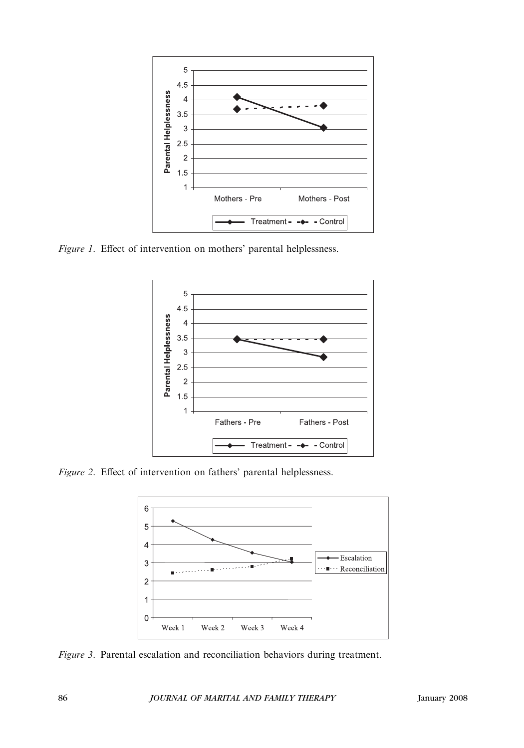*Figure 1*. Effect of intervention on mothers' parental helplessness.

*Figure 2*. Effect of intervention on fathers' parental helplessness.

*Figure 3*. Parental escalation and reconciliation behaviors during treatment.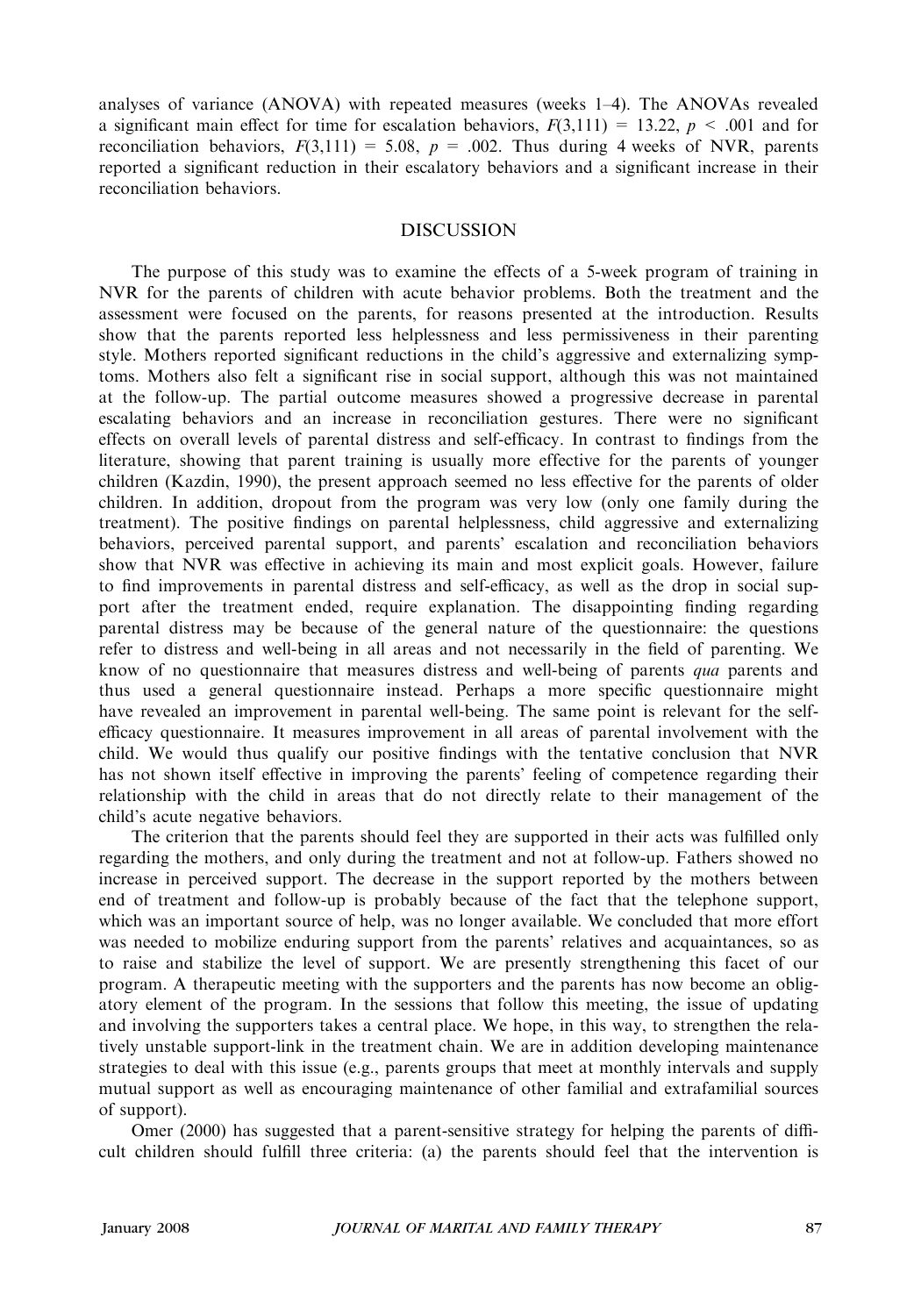analyses of variance (ANOVA) with repeated measures (weeks 1–4). The ANOVAs revealed a significant main effect for time for escalation behaviors, $F(3,111) = 13.22$, $p < .001$ and for reconciliation behaviors, $F(3,111) = 5.08$, $p = .002$. Thus during 4 weeks of NVR, parents reported a significant reduction in their escalatory behaviors and a significant increase in their reconciliation behaviors.

## DISCUSSION

The purpose of this study was to examine the effects of a 5-week program of training in NVR for the parents of children with acute behavior problems. Both the treatment and the assessment were focused on the parents, for reasons presented at the introduction. Results show that the parents reported less helplessness and less permissiveness in their parenting style. Mothers reported significant reductions in the child's aggressive and externalizing symptoms. Mothers also felt a significant rise in social support, although this was not maintained at the follow-up. The partial outcome measures showed a progressive decrease in parental escalating behaviors and an increase in reconciliation gestures. There were no significant effects on overall levels of parental distress and self-efficacy. In contrast to findings from the literature, showing that parent training is usually more effective for the parents of younger children (Kazdin, 1990), the present approach seemed no less effective for the parents of older children. In addition, dropout from the program was very low (only one family during the treatment). The positive findings on parental helplessness, child aggressive and externalizing behaviors, perceived parental support, and parents' escalation and reconciliation behaviors show that NVR was effective in achieving its main and most explicit goals. However, failure to find improvements in parental distress and self-efficacy, as well as the drop in social support after the treatment ended, require explanation. The disappointing finding regarding parental distress may be because of the general nature of the questionnaire: the questions refer to distress and well-being in all areas and not necessarily in the field of parenting. We know of no questionnaire that measures distress and well-being of parents *qua* parents and thus used a general questionnaire instead. Perhaps a more specific questionnaire might have revealed an improvement in parental well-being. The same point is relevant for the self-efficacy questionnaire. It measures improvement in all areas of parental involvement with the child. We would thus qualify our positive findings with the tentative conclusion that NVR has not shown itself effective in improving the parents' feeling of competence regarding their relationship with the child in areas that do not directly relate to their management of the child's acute negative behaviors.

The criterion that the parents should feel they are supported in their acts was fulfilled only regarding the mothers, and only during the treatment and not at follow-up. Fathers showed no increase in perceived support. The decrease in the support reported by the mothers between end of treatment and follow-up is probably because of the fact that the telephone support, which was an important source of help, was no longer available. We concluded that more effort was needed to mobilize enduring support from the parents' relatives and acquaintances, so as to raise and stabilize the level of support. We are presently strengthening this facet of our program. A therapeutic meeting with the supporters and the parents has now become an obligatory element of the program. In the sessions that follow this meeting, the issue of updating and involving the supporters takes a central place. We hope, in this way, to strengthen the relatively unstable support-link in the treatment chain. We are in addition developing maintenance strategies to deal with this issue (e.g., parents groups that meet at monthly intervals and supply mutual support as well as encouraging maintenance of other familial and extrafamilial sources of support).

Omer (2000) has suggested that a parent-sensitive strategy for helping the parents of difficult children should fulfill three criteria: (a) the parents should feel that the intervention is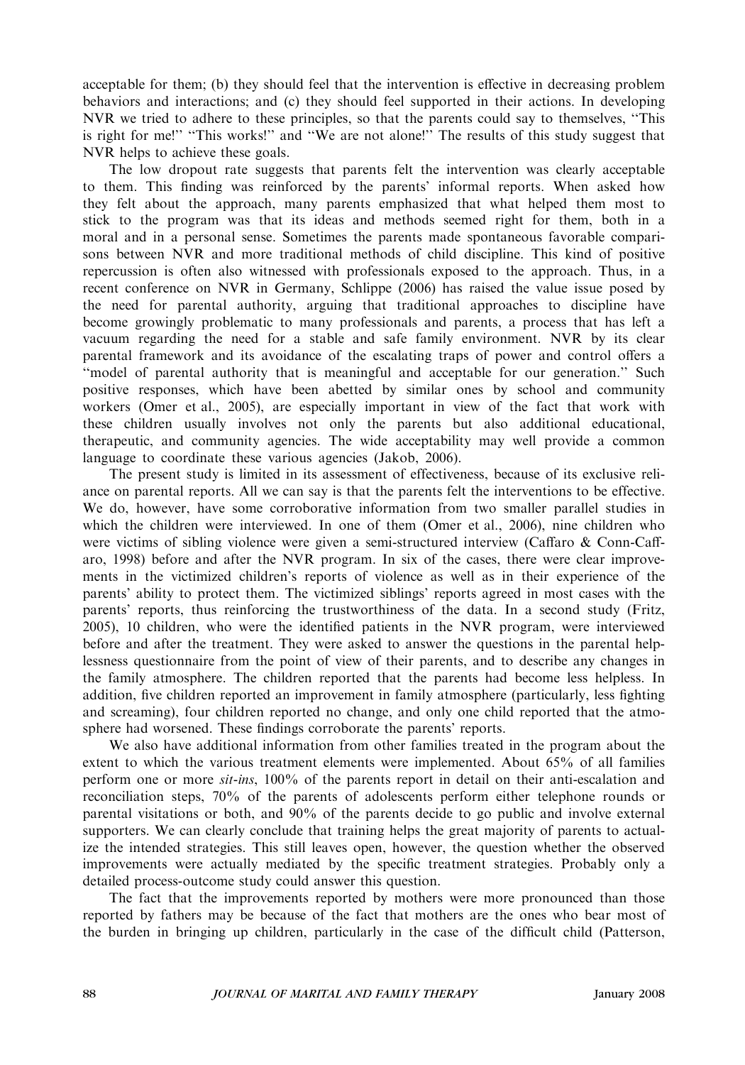acceptable for them; (b) they should feel that the intervention is effective in decreasing problem behaviors and interactions; and (c) they should feel supported in their actions. In developing NVR we tried to adhere to these principles, so that the parents could say to themselves, "This is right for me!" "This works!" and "We are not alone!" The results of this study suggest that NVR helps to achieve these goals.

The low dropout rate suggests that parents felt the intervention was clearly acceptable to them. This finding was reinforced by the parents' informal reports. When asked how they felt about the approach, many parents emphasized that what helped them most to stick to the program was that its ideas and methods seemed right for them, both in a moral and in a personal sense. Sometimes the parents made spontaneous favorable comparisons between NVR and more traditional methods of child discipline. This kind of positive repercussion is often also witnessed with professionals exposed to the approach. Thus, in a recent conference on NVR in Germany, Schlippe (2006) has raised the value issue posed by the need for parental authority, arguing that traditional approaches to discipline have become growingly problematic to many professionals and parents, a process that has left a vacuum regarding the need for a stable and safe family environment. NVR by its clear parental framework and its avoidance of the escalating traps of power and control offers a "model of parental authority that is meaningful and acceptable for our generation." Such positive responses, which have been abetted by similar ones by school and community workers (Omer et al., 2005), are especially important in view of the fact that work with these children usually involves not only the parents but also additional educational, therapeutic, and community agencies. The wide acceptability may well provide a common language to coordinate these various agencies (Jakob, 2006).

The present study is limited in its assessment of effectiveness, because of its exclusive reliance on parental reports. All we can say is that the parents felt the interventions to be effective. We do, however, have some corroborative information from two smaller parallel studies in which the children were interviewed. In one of them (Omer et al., 2006), nine children who were victims of sibling violence were given a semi-structured interview (Caffaro & Conn-Caffaro, 1998) before and after the NVR program. In six of the cases, there were clear improvements in the victimized children's reports of violence as well as in their experience of the parents' ability to protect them. The victimized siblings' reports agreed in most cases with the parents' reports, thus reinforcing the trustworthiness of the data. In a second study (Fritz, 2005), 10 children, who were the identified patients in the NVR program, were interviewed before and after the treatment. They were asked to answer the questions in the parental helplessness questionnaire from the point of view of their parents, and to describe any changes in the family atmosphere. The children reported that the parents had become less helpless. In addition, five children reported an improvement in family atmosphere (particularly, less fighting and screaming), four children reported no change, and only one child reported that the atmosphere had worsened. These findings corroborate the parents' reports.

We also have additional information from other families treated in the program about the extent to which the various treatment elements were implemented. About 65% of all families perform one or more *sit-ins*, 100% of the parents report in detail on their anti-escalation and reconciliation steps, 70% of the parents of adolescents perform either telephone rounds or parental visitations or both, and 90% of the parents decide to go public and involve external supporters. We can clearly conclude that training helps the great majority of parents to actualize the intended strategies. This still leaves open, however, the question whether the observed improvements were actually mediated by the specific treatment strategies. Probably only a detailed process-outcome study could answer this question.

The fact that the improvements reported by mothers were more pronounced than those reported by fathers may be because of the fact that mothers are the ones who bear most of the burden in bringing up children, particularly in the case of the difficult child (Patterson,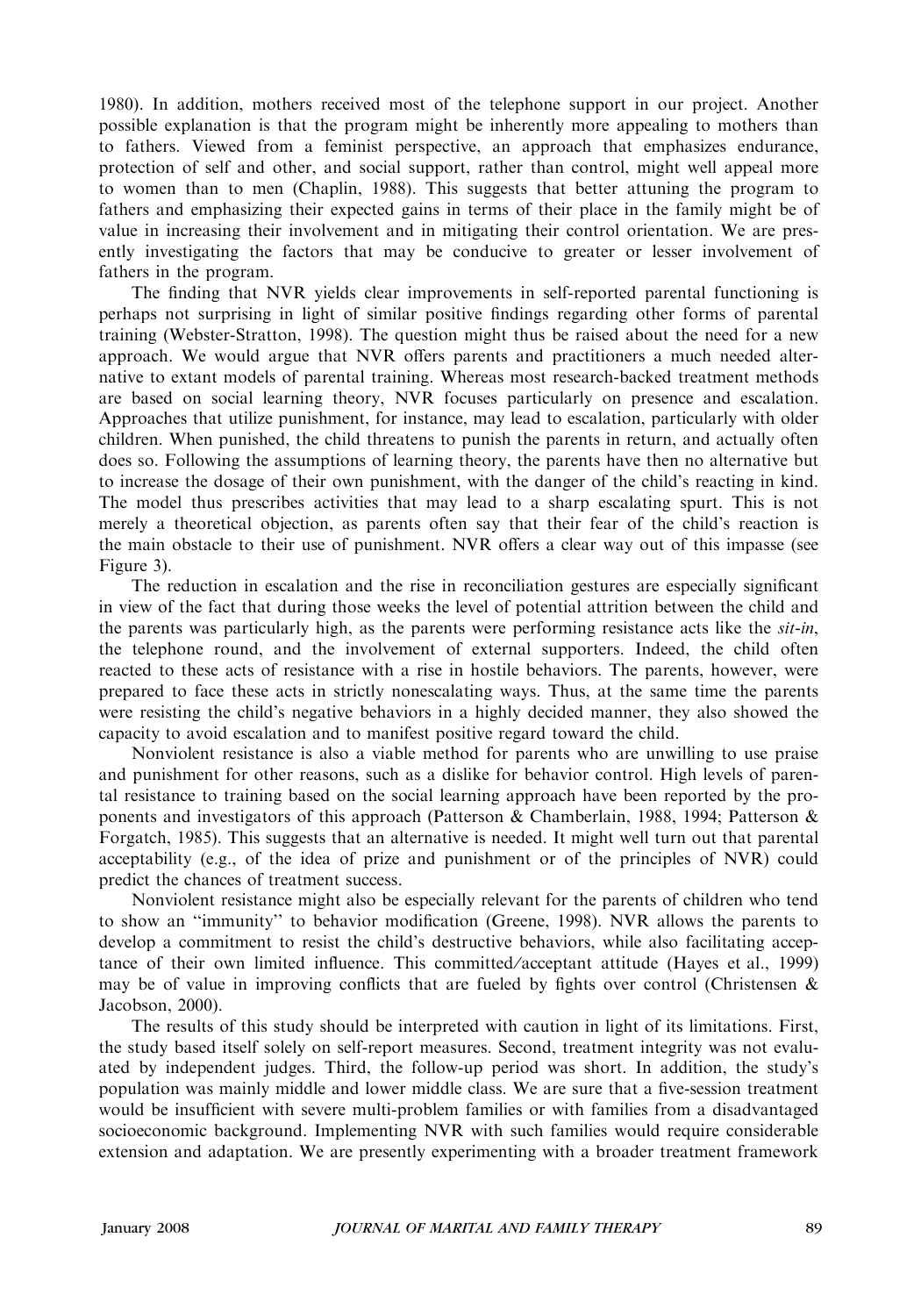1980). In addition, mothers received most of the telephone support in our project. Another possible explanation is that the program might be inherently more appealing to mothers than to fathers. Viewed from a feminist perspective, an approach that emphasizes endurance, protection of self and other, and social support, rather than control, might well appeal more to women than to men (Chaplin, 1988). This suggests that better attuning the program to fathers and emphasizing their expected gains in terms of their place in the family might be of value in increasing their involvement and in mitigating their control orientation. We are presently investigating the factors that may be conducive to greater or lesser involvement of fathers in the program.

The finding that NVR yields clear improvements in self-reported parental functioning is perhaps not surprising in light of similar positive findings regarding other forms of parental training (Webster-Stratton, 1998). The question might thus be raised about the need for a new approach. We would argue that NVR offers parents and practitioners a much needed alternative to extant models of parental training. Whereas most research-backed treatment methods are based on social learning theory, NVR focuses particularly on presence and escalation. Approaches that utilize punishment, for instance, may lead to escalation, particularly with older children. When punished, the child threatens to punish the parents in return, and actually often does so. Following the assumptions of learning theory, the parents have then no alternative but to increase the dosage of their own punishment, with the danger of the child's reacting in kind. The model thus prescribes activities that may lead to a sharp escalating spurt. This is not merely a theoretical objection, as parents often say that their fear of the child's reaction is the main obstacle to their use of punishment. NVR offers a clear way out of this impasse (see Figure 3).

The reduction in escalation and the rise in reconciliation gestures are especially significant in view of the fact that during those weeks the level of potential attrition between the child and the parents was particularly high, as the parents were performing resistance acts like the *sit-in*, the telephone round, and the involvement of external supporters. Indeed, the child often reacted to these acts of resistance with a rise in hostile behaviors. The parents, however, were prepared to face these acts in strictly nonescalating ways. Thus, at the same time the parents were resisting the child's negative behaviors in a highly decided manner, they also showed the capacity to avoid escalation and to manifest positive regard toward the child.

Nonviolent resistance is also a viable method for parents who are unwilling to use praise and punishment for other reasons, such as a dislike for behavior control. High levels of parental resistance to training based on the social learning approach have been reported by the proponents and investigators of this approach (Patterson & Chamberlain, 1988, 1994; Patterson & Forgatch, 1985). This suggests that an alternative is needed. It might well turn out that parental acceptability (e.g., of the idea of prize and punishment or of the principles of NVR) could predict the chances of treatment success.

Nonviolent resistance might also be especially relevant for the parents of children who tend to show an "immunity" to behavior modification (Greene, 1998). NVR allows the parents to develop a commitment to resist the child's destructive behaviors, while also facilitating acceptance of their own limited influence. This committed/acceptant attitude (Hayes et al., 1999) may be of value in improving conflicts that are fueled by fights over control (Christensen & Jacobson, 2000).

The results of this study should be interpreted with caution in light of its limitations. First, the study based itself solely on self-report measures. Second, treatment integrity was not evaluated by independent judges. Third, the follow-up period was short. In addition, the study's population was mainly middle and lower middle class. We are sure that a five-session treatment would be insufficient with severe multi-problem families or with families from a disadvantaged socioeconomic background. Implementing NVR with such families would require considerable extension and adaptation. We are presently experimenting with a broader treatment framework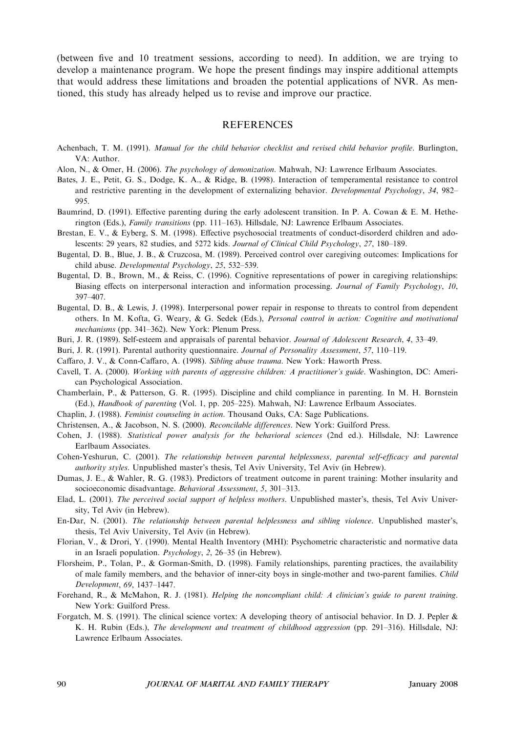(between five and 10 treatment sessions, according to need). In addition, we are trying to develop a maintenance program. We hope the present findings may inspire additional attempts that would address these limitations and broaden the potential applications of NVR. As mentioned, this study has already helped us to revise and improve our practice.

## REFERENCES

Achenbach, T. M. (1991). *Manual for the child behavior checklist and revised child behavior profile*. Burlington, VA: Author.

Alon, N., & Omer, H. (2006). *The psychology of demonization*. Mahwah, NJ: Lawrence Erlbaum Associates.

Bates, J. E., Petit, G. S., Dodge, K. A., & Ridge, B. (1998). Interaction of temperamental resistance to control and restrictive parenting in the development of externalizing behavior. *Developmental Psychology*, *34*, 982–995.

Baumrind, D. (1991). Effective parenting during the early adolescent transition. In P. A. Cowan & E. M. Hetherington (Eds.), *Family transitions* (pp. 111–163). Hillsdale, NJ: Lawrence Erlbaum Associates.

Brestan, E. V., & Eyberg, S. M. (1998). Effective psychosocial treatments of conduct-disorderd children and adolescents: 29 years, 82 studies, and 5272 kids. *Journal of Clinical Child Psychology*, *27*, 180–189.

Bugental, D. B., Blue, J. B., & Cruzcosa, M. (1989). Perceived control over caregiving outcomes: Implications for child abuse. *Developmental Psychology*, *25*, 532–539.

Bugental, D. B., Brown, M., & Reiss, C. (1996). Cognitive representations of power in caregiving relationships: Biasing effects on interpersonal interaction and information processing. *Journal of Family Psychology*, *10*, 397–407.

Bugental, D. B., & Lewis, J. (1998). Interpersonal power repair in response to threats to control from dependent others. In M. Kofta, G. Weary, & G. Sedek (Eds.), *Personal control in action: Cognitive and motivational mechanisms* (pp. 341–362). New York: Plenum Press.

Buri, J. R. (1989). Self-esteem and appraisals of parental behavior. *Journal of Adolescent Research*, *4*, 33–49.

Buri, J. R. (1991). Parental authority questionnaire. *Journal of Personality Assessment*, *57*, 110–119.

Caffaro, J. V., & Conn-Caffaro, A. (1998). *Sibling abuse trauma*. New York: Haworth Press.

Cavell, T. A. (2000). *Working with parents of aggressive children: A practitioner's guide*. Washington, DC: American Psychological Association.

Chamberlain, P., & Patterson, G. R. (1995). Discipline and child compliance in parenting. In M. H. Bornstein (Ed.), *Handbook of parenting* (Vol. 1, pp. 205–225). Mahwah, NJ: Lawrence Erlbaum Associates.

Chaplin, J. (1988). *Feminist counseling in action*. Thousand Oaks, CA: Sage Publications.

Christensen, A., & Jacobson, N. S. (2000). *Reconcilable differences*. New York: Guilford Press.

Cohen, J. (1988). *Statistical power analysis for the behavioral sciences* (2nd ed.). Hillsdale, NJ: Lawrence Earlbaum Associates.

Cohen-Yeshurun, C. (2001). *The relationship between parental helplessness, parental self-efficacy and parental authority styles*. Unpublished master's thesis, Tel Aviv University, Tel Aviv (in Hebrew).

Dumas, J. E., & Wahler, R. G. (1983). Predictors of treatment outcome in parent training: Mother insularity and socioeconomic disadvantage. *Behavioral Assessment*, *5*, 301–313.

Elad, L. (2001). *The perceived social support of helpless mothers*. Unpublished master's, thesis, Tel Aviv University, Tel Aviv (in Hebrew).

En-Dar, N. (2001). *The relationship between parental helplessness and sibling violence*. Unpublished master's, thesis, Tel Aviv University, Tel Aviv (in Hebrew).

Florian, V., & Drori, Y. (1990). Mental Health Inventory (MHI): Psychometric characteristic and normative data in an Israeli population. *Psychology*, *2*, 26–35 (in Hebrew).

Florsheim, P., Tolan, P., & Gorman-Smith, D. (1998). Family relationships, parenting practices, the availability of male family members, and the behavior of inner-city boys in single-mother and two-parent families. *Child Development*, *69*, 1437–1447.

Forehand, R., & McMahon, R. J. (1981). *Helping the noncompliant child: A clinician's guide to parent training*. New York: Guilford Press.

Forgatch, M. S. (1991). The clinical science vortex: A developing theory of antisocial behavior. In D. J. Pepler & K. H. Rubin (Eds.), *The development and treatment of childhood aggression* (pp. 291–316). Hillsdale, NJ: Lawrence Erlbaum Associates.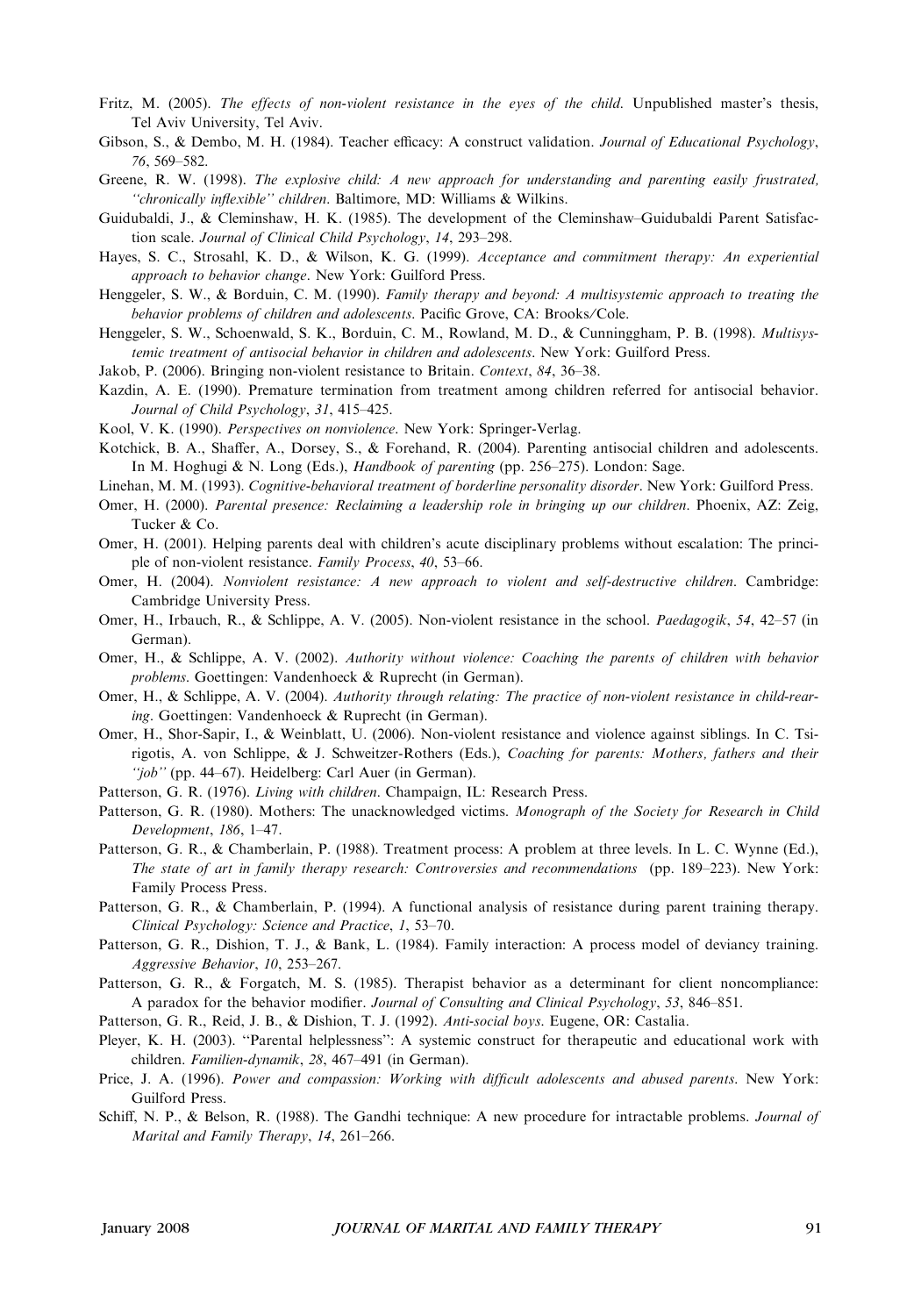Fritz, M. (2005). *The effects of non-violent resistance in the eyes of the child*. Unpublished master's thesis, Tel Aviv University, Tel Aviv.

Gibson, S., & Dembo, M. H. (1984). Teacher efficacy: A construct validation. *Journal of Educational Psychology*, *76*, 569–582.

Greene, R. W. (1998). *The explosive child: A new approach for understanding and parenting easily frustrated, "chronically inflexible" children*. Baltimore, MD: Williams & Wilkins.

Guidubaldi, J., & Cleminshaw, H. K. (1985). The development of the Cleminshaw–Guidubaldi Parent Satisfaction scale. *Journal of Clinical Child Psychology*, *14*, 293–298.

Hayes, S. C., Strosahl, K. D., & Wilson, K. G. (1999). *Acceptance and commitment therapy: An experiential approach to behavior change*. New York: Guilford Press.

Henggeler, S. W., & Borduin, C. M. (1990). *Family therapy and beyond: A multisystemic approach to treating the behavior problems of children and adolescents*. Pacific Grove, CA: Brooks/Cole.

Henggeler, S. W., Schoenwald, S. K., Borduin, C. M., Rowland, M. D., & Cunninggham, P. B. (1998). *Multisystemic treatment of antisocial behavior in children and adolescents*. New York: Guilford Press.

Jakob, P. (2006). Bringing non-violent resistance to Britain. *Context*, *84*, 36–38.

Kazdin, A. E. (1990). Premature termination from treatment among children referred for antisocial behavior. *Journal of Child Psychology*, *31*, 415–425.

Kool, V. K. (1990). *Perspectives on nonviolence*. New York: Springer-Verlag.

Kotchick, B. A., Shaffer, A., Dorsey, S., & Forehand, R. (2004). Parenting antisocial children and adolescents. In M. Hoghugi & N. Long (Eds.), *Handbook of parenting* (pp. 256–275). London: Sage.

Linehan, M. M. (1993). *Cognitive-behavioral treatment of borderline personality disorder*. New York: Guilford Press.

Omer, H. (2000). *Parental presence: Reclaiming a leadership role in bringing up our children*. Phoenix, AZ: Zeig, Tucker & Co.

Omer, H. (2001). Helping parents deal with children's acute disciplinary problems without escalation: The principle of non-violent resistance. *Family Process*, *40*, 53–66.

Omer, H. (2004). *Nonviolent resistance: A new approach to violent and self-destructive children*. Cambridge: Cambridge University Press.

Omer, H., Irbauch, R., & Schlippe, A. V. (2005). Non-violent resistance in the school. *Paedagogik*, *54*, 42–57 (in German).

Omer, H., & Schlippe, A. V. (2002). *Authority without violence: Coaching the parents of children with behavior problems*. Goettingen: Vandenhoeck & Ruprecht (in German).

Omer, H., & Schlippe, A. V. (2004). *Authority through relating: The practice of non-violent resistance in child-rearing*. Goettingen: Vandenhoeck & Ruprecht (in German).

Omer, H., Shor-Sapir, I., & Weinblatt, U. (2006). Non-violent resistance and violence against siblings. In C. Tsirigotis, A. von Schlippe, & J. Schweitzer-Rothers (Eds.), *Coaching for parents: Mothers, fathers and their "job"* (pp. 44–67). Heidelberg: Carl Auer (in German).

Patterson, G. R. (1976). *Living with children*. Champaign, IL: Research Press.

Patterson, G. R. (1980). Mothers: The unacknowledged victims. *Monograph of the Society for Research in Child Development*, *186*, 1–47.

Patterson, G. R., & Chamberlain, P. (1988). Treatment process: A problem at three levels. In L. C. Wynne (Ed.), *The state of art in family therapy research: Controversies and recommendations* (pp. 189–223). New York: Family Process Press.

Patterson, G. R., & Chamberlain, P. (1994). A functional analysis of resistance during parent training therapy. *Clinical Psychology: Science and Practice*, *1*, 53–70.

Patterson, G. R., Dishion, T. J., & Bank, L. (1984). Family interaction: A process model of deviancy training. *Aggressive Behavior*, *10*, 253–267.

Patterson, G. R., & Forgatch, M. S. (1985). Therapist behavior as a determinant for client noncompliance: A paradox for the behavior modifier. *Journal of Consulting and Clinical Psychology*, *53*, 846–851.

Patterson, G. R., Reid, J. B., & Dishion, T. J. (1992). *Anti-social boys*. Eugene, OR: Castalia.

Pleyer, K. H. (2003). "Parental helplessness": A systemic construct for therapeutic and educational work with children. *Familien-dynamik*, *28*, 467–491 (in German).

Price, J. A. (1996). *Power and compassion: Working with difficult adolescents and abused parents*. New York: Guilford Press.

Schiff, N. P., & Belson, R. (1988). The Gandhi technique: A new procedure for intractable problems. *Journal of Marital and Family Therapy*, *14*, 261–266.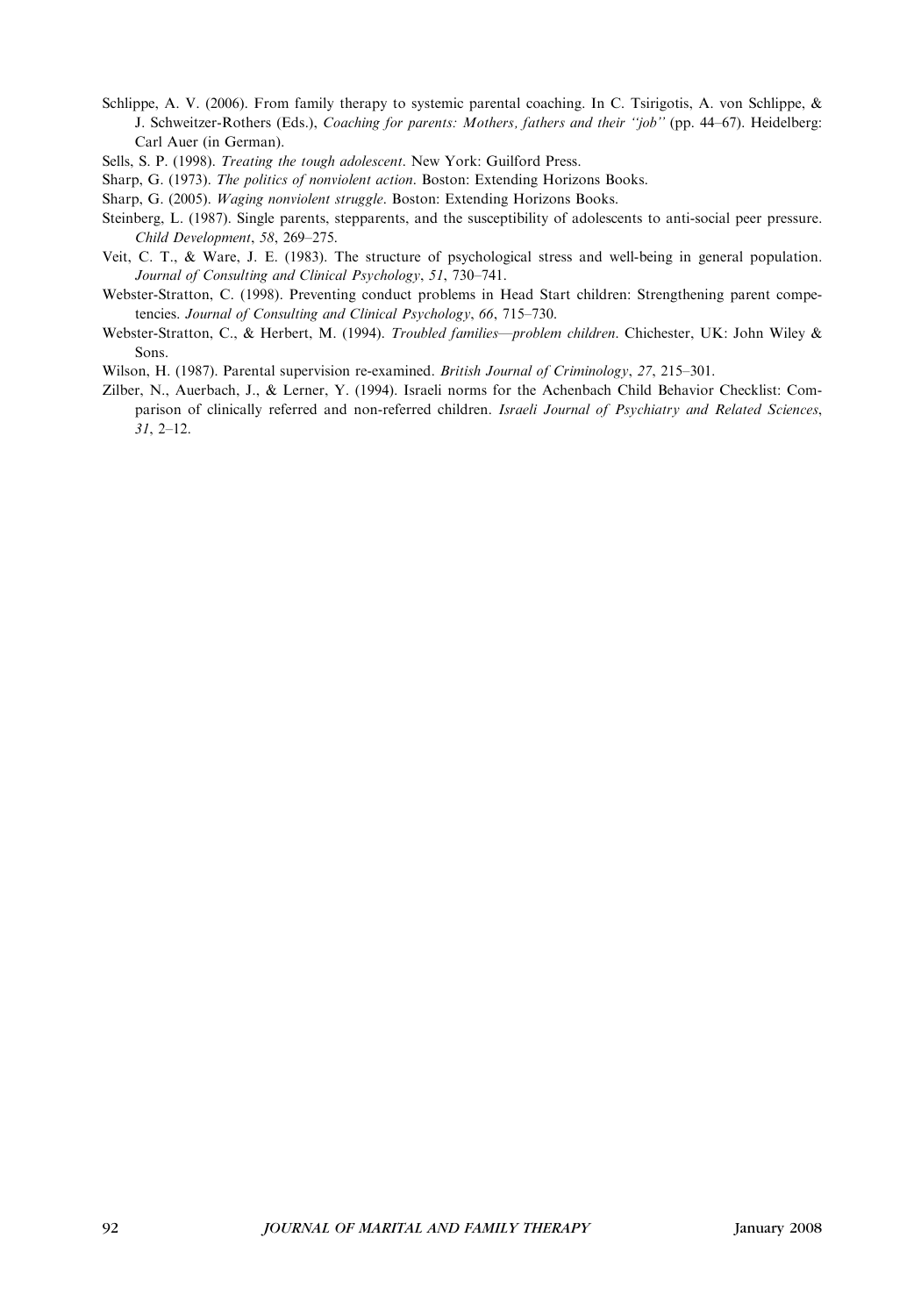Schlippe, A. V. (2006). From family therapy to systemic parental coaching. In C. Tsirigotis, A. von Schlippe, & J. Schweitzer-Rothers (Eds.), *Coaching for parents: Mothers, fathers and their "job"* (pp. 44–67). Heidelberg: Carl Auer (in German).

Sells, S. P. (1998). *Treating the tough adolescent*. New York: Guilford Press.

Sharp, G. (1973). *The politics of nonviolent action*. Boston: Extending Horizons Books.

Sharp, G. (2005). *Waging nonviolent struggle*. Boston: Extending Horizons Books.

Steinberg, L. (1987). Single parents, stepparents, and the susceptibility of adolescents to anti-social peer pressure. *Child Development*, *58*, 269–275.

Veit, C. T., & Ware, J. E. (1983). The structure of psychological stress and well-being in general population. *Journal of Consulting and Clinical Psychology*, *51*, 730–741.

Webster-Stratton, C. (1998). Preventing conduct problems in Head Start children: Strengthening parent competencies. *Journal of Consulting and Clinical Psychology*, *66*, 715–730.

Webster-Stratton, C., & Herbert, M. (1994). *Troubled families—problem children*. Chichester, UK: John Wiley & Sons.

Wilson, H. (1987). Parental supervision re-examined. *British Journal of Criminology*, *27*, 215–301.

Zilber, N., Auerbach, J., & Lerner, Y. (1994). Israeli norms for the Achenbach Child Behavior Checklist: Comparison of clinically referred and non-referred children. *Israeli Journal of Psychiatry and Related Sciences*, *31*, 2–12.